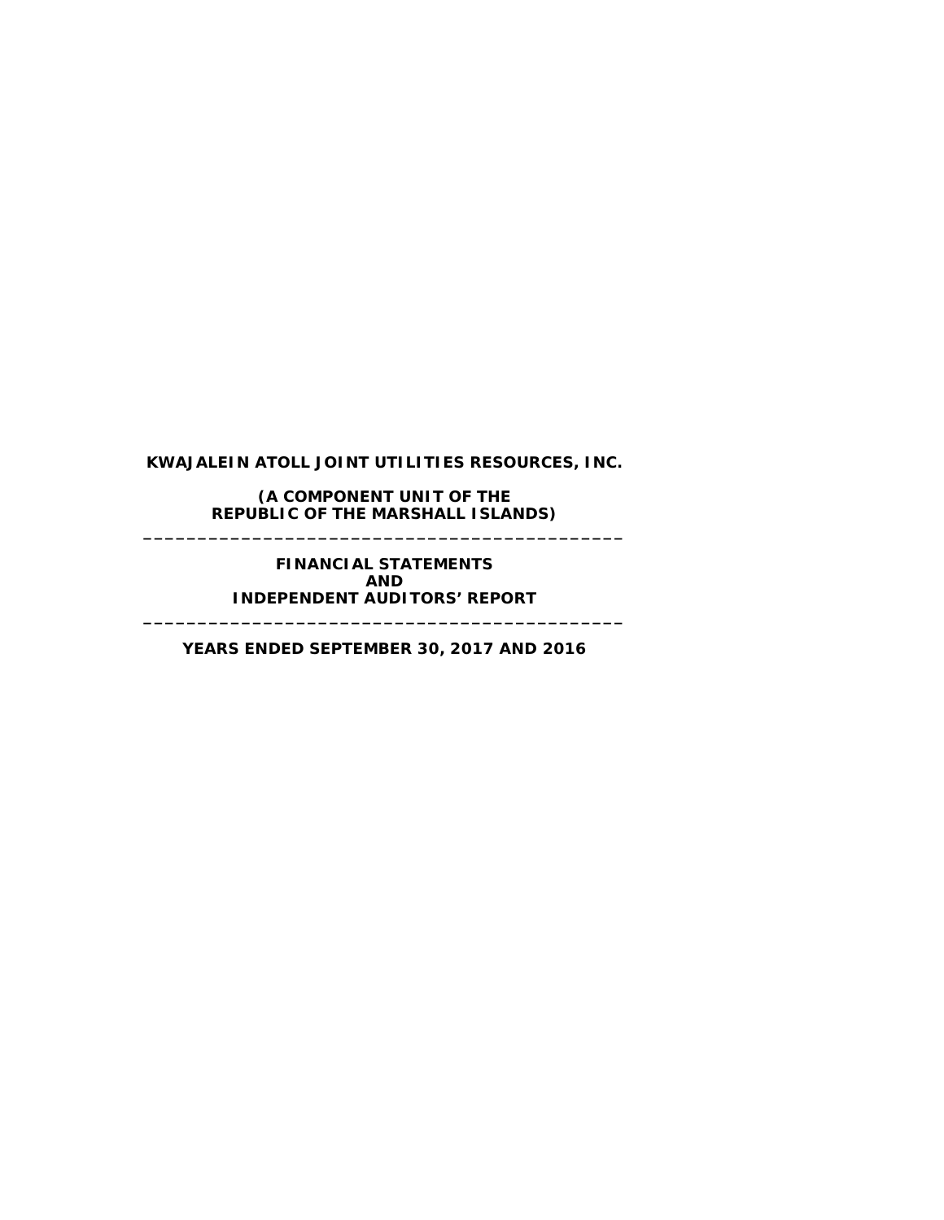# KWAJALEIN ATOLL JOINT UTILITIES RESOURCES, INC.

**(A COMPONENT UNIT OF THE REPUBLIC OF THE MARSHALL ISLANDS)**

---

**FINANCIAL STATEMENTS AND INDEPENDENT AUDITORS' REPORT**

---

**YEARS ENDED SEPTEMBER 30, 2017 AND 2016**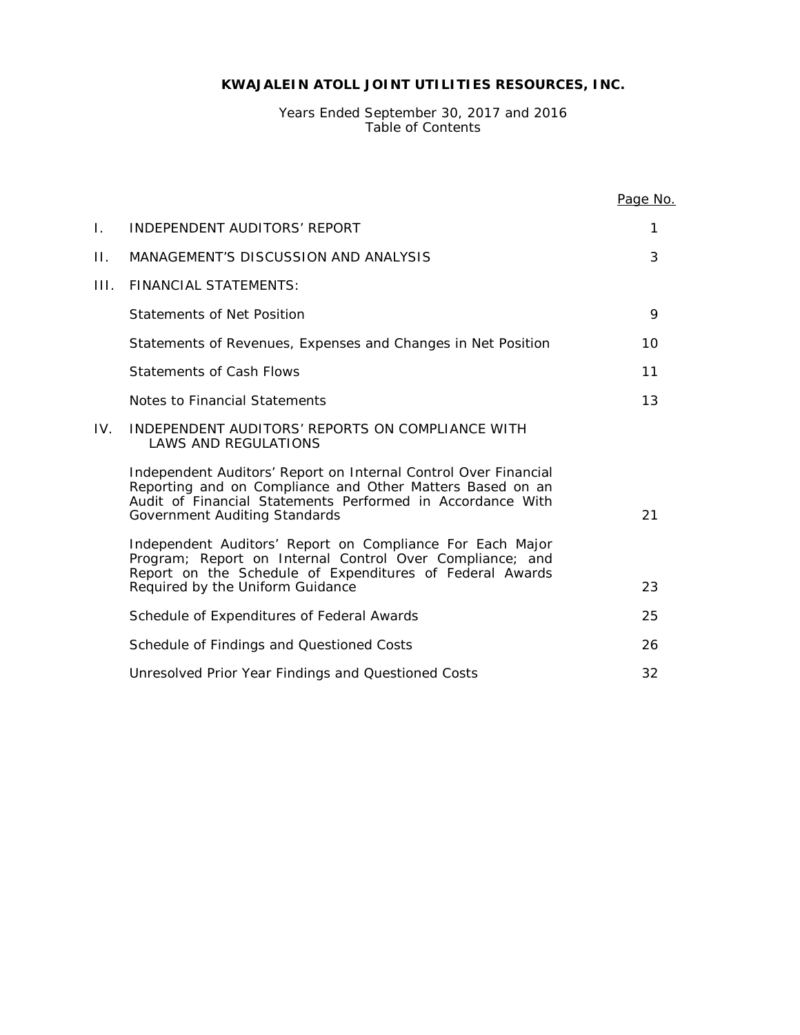# KWAJALEIN ATOLL JOINT UTILITIES RESOURCES, INC.

Years Ended September 30, 2017 and 2016
Table of Contents

| | | Page No. |
|---|---|---|
| I. | INDEPENDENT AUDITORS' REPORT | 1 |
| II. | MANAGEMENT'S DISCUSSION AND ANALYSIS | 3 |
| III. | FINANCIAL STATEMENTS: | |
| | Statements of Net Position | 9 |
| | Statements of Revenues, Expenses and Changes in Net Position | 10 |
| | Statements of Cash Flows | 11 |
| | Notes to Financial Statements | 13 |
| IV. | INDEPENDENT AUDITORS' REPORTS ON COMPLIANCE WITH LAWS AND REGULATIONS | |
| | Independent Auditors' Report on Internal Control Over Financial Reporting and on Compliance and Other Matters Based on an Audit of Financial Statements Performed in Accordance With Government Auditing Standards | 21 |
| | Independent Auditors' Report on Compliance For Each Major Program; Report on Internal Control Over Compliance; and Report on the Schedule of Expenditures of Federal Awards Required by the Uniform Guidance | 23 |
| | Schedule of Expenditures of Federal Awards | 25 |
| | Schedule of Findings and Questioned Costs | 26 |
| | Unresolved Prior Year Findings and Questioned Costs | 32 |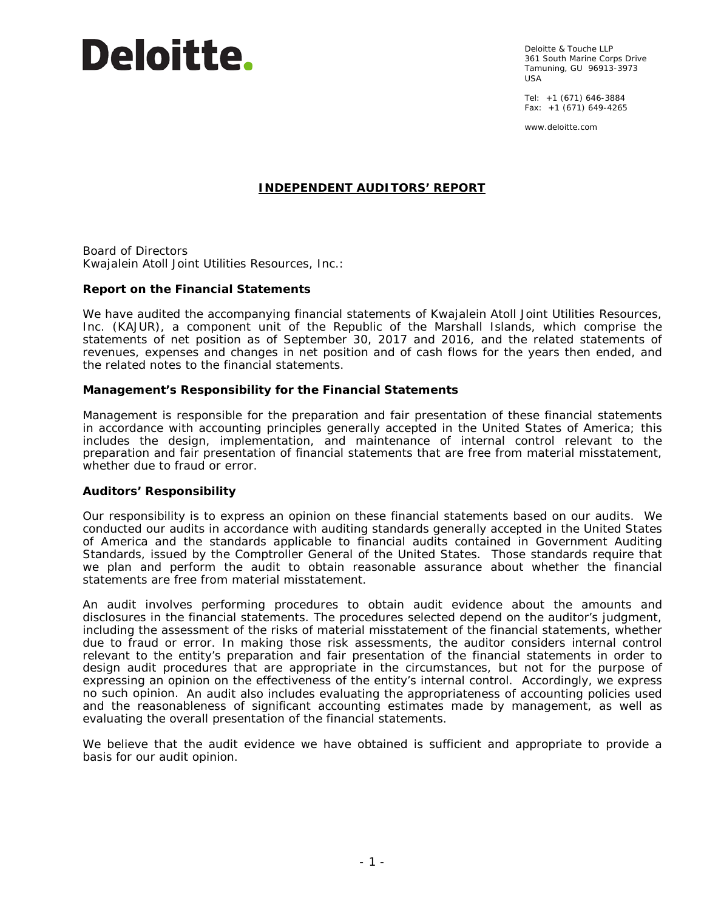Deloitte.

Deloitte & Touche LLP
361 South Marine Corps Drive
Tamuning, GU 96913-3973
USA

Tel: +1 (671) 646-3884
Fax: +1 (671) 649-4265

www.deloitte.com

# INDEPENDENT AUDITORS' REPORT

Board of Directors
Kwajalein Atoll Joint Utilities Resources, Inc.:

## Report on the Financial Statements

We have audited the accompanying financial statements of Kwajalein Atoll Joint Utilities Resources, Inc. (KAJUR), a component unit of the Republic of the Marshall Islands, which comprise the statements of net position as of September 30, 2017 and 2016, and the related statements of revenues, expenses and changes in net position and of cash flows for the years then ended, and the related notes to the financial statements.

## Management's Responsibility for the Financial Statements

Management is responsible for the preparation and fair presentation of these financial statements in accordance with accounting principles generally accepted in the United States of America; this includes the design, implementation, and maintenance of internal control relevant to the preparation and fair presentation of financial statements that are free from material misstatement, whether due to fraud or error.

## Auditors' Responsibility

Our responsibility is to express an opinion on these financial statements based on our audits. We conducted our audits in accordance with auditing standards generally accepted in the United States of America and the standards applicable to financial audits contained in Government Auditing Standards, issued by the Comptroller General of the United States. Those standards require that we plan and perform the audit to obtain reasonable assurance about whether the financial statements are free from material misstatement.

An audit involves performing procedures to obtain audit evidence about the amounts and disclosures in the financial statements. The procedures selected depend on the auditor's judgment, including the assessment of the risks of material misstatement of the financial statements, whether due to fraud or error. In making those risk assessments, the auditor considers internal control relevant to the entity's preparation and fair presentation of the financial statements in order to design audit procedures that are appropriate in the circumstances, but not for the purpose of expressing an opinion on the effectiveness of the entity's internal control. Accordingly, we express no such opinion. An audit also includes evaluating the appropriateness of accounting policies used and the reasonableness of significant accounting estimates made by management, as well as evaluating the overall presentation of the financial statements.

We believe that the audit evidence we have obtained is sufficient and appropriate to provide a basis for our audit opinion.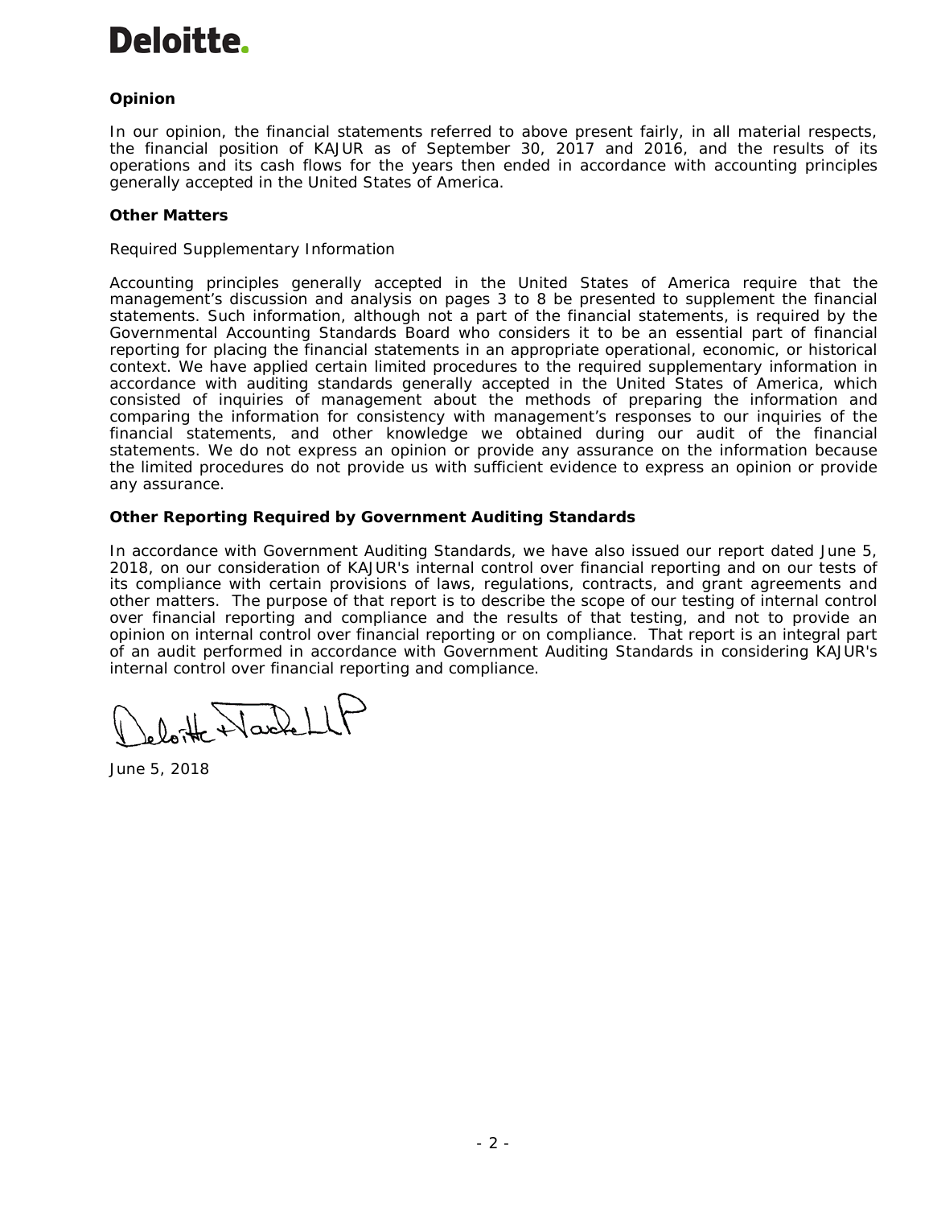Deloitte.

**Opinion**

In our opinion, the financial statements referred to above present fairly, in all material respects, the financial position of KAJUR as of September 30, 2017 and 2016, and the results of its operations and its cash flows for the years then ended in accordance with accounting principles generally accepted in the United States of America.

**Other Matters**

Required Supplementary Information

Accounting principles generally accepted in the United States of America require that the management's discussion and analysis on pages 3 to 8 be presented to supplement the financial statements. Such information, although not a part of the financial statements, is required by the Governmental Accounting Standards Board who considers it to be an essential part of financial reporting for placing the financial statements in an appropriate operational, economic, or historical context. We have applied certain limited procedures to the required supplementary information in accordance with auditing standards generally accepted in the United States of America, which consisted of inquiries of management about the methods of preparing the information and comparing the information for consistency with management's responses to our inquiries of the financial statements, and other knowledge we obtained during our audit of the financial statements. We do not express an opinion or provide any assurance on the information because the limited procedures do not provide us with sufficient evidence to express an opinion or provide any assurance.

**Other Reporting Required by Government Auditing Standards**

In accordance with Government Auditing Standards, we have also issued our report dated June 5, 2018, on our consideration of KAJUR's internal control over financial reporting and on our tests of its compliance with certain provisions of laws, regulations, contracts, and grant agreements and other matters. The purpose of that report is to describe the scope of our testing of internal control over financial reporting and compliance and the results of that testing, and not to provide an opinion on internal control over financial reporting or on compliance. That report is an integral part of an audit performed in accordance with Government Auditing Standards in considering KAJUR's internal control over financial reporting and compliance.

Deloitte & Touche LLP

June 5, 2018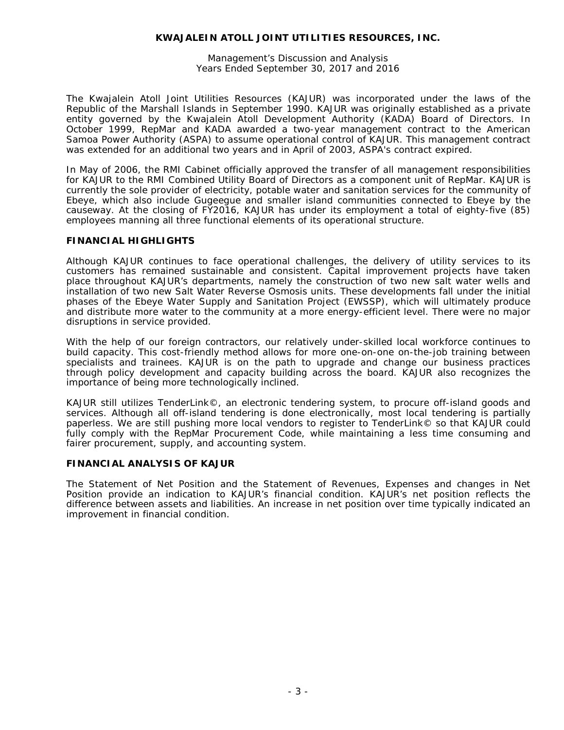The Kwajalein Atoll Joint Utilities Resources (KAJUR) was incorporated under the laws of the Republic of the Marshall Islands in September 1990. KAJUR was originally established as a private entity governed by the Kwajalein Atoll Development Authority (KADA) Board of Directors. In October 1999, RepMar and KADA awarded a two-year management contract to the American Samoa Power Authority (ASPA) to assume operational control of KAJUR. This management contract was extended for an additional two years and in April of 2003, ASPA's contract expired.

In May of 2006, the RMI Cabinet officially approved the transfer of all management responsibilities for KAJUR to the RMI Combined Utility Board of Directors as a component unit of RepMar. KAJUR is currently the sole provider of electricity, potable water and sanitation services for the community of Ebeye, which also include Gugeegue and smaller island communities connected to Ebeye by the causeway. At the closing of FY2016, KAJUR has under its employment a total of eighty-five (85) employees manning all three functional elements of its operational structure.

## FINANCIAL HIGHLIGHTS

Although KAJUR continues to face operational challenges, the delivery of utility services to its customers has remained sustainable and consistent. Capital improvement projects have taken place throughout KAJUR's departments, namely the construction of two new salt water wells and installation of two new Salt Water Reverse Osmosis units. These developments fall under the initial phases of the Ebeye Water Supply and Sanitation Project (EWSSP), which will ultimately produce and distribute more water to the community at a more energy-efficient level. There were no major disruptions in service provided.

With the help of our foreign contractors, our relatively under-skilled local workforce continues to build capacity. This cost-friendly method allows for more one-on-one on-the-job training between specialists and trainees. KAJUR is on the path to upgrade and change our business practices through policy development and capacity building across the board. KAJUR also recognizes the importance of being more technologically inclined.

KAJUR still utilizes TenderLink©, an electronic tendering system, to procure off-island goods and services. Although all off-island tendering is done electronically, most local tendering is partially paperless. We are still pushing more local vendors to register to TenderLink© so that KAJUR could fully comply with the RepMar Procurement Code, while maintaining a less time consuming and fairer procurement, supply, and accounting system.

## FINANCIAL ANALYSIS OF KAJUR

The Statement of Net Position and the Statement of Revenues, Expenses and changes in Net Position provide an indication to KAJUR's financial condition. KAJUR's net position reflects the difference between assets and liabilities. An increase in net position over time typically indicated an improvement in financial condition.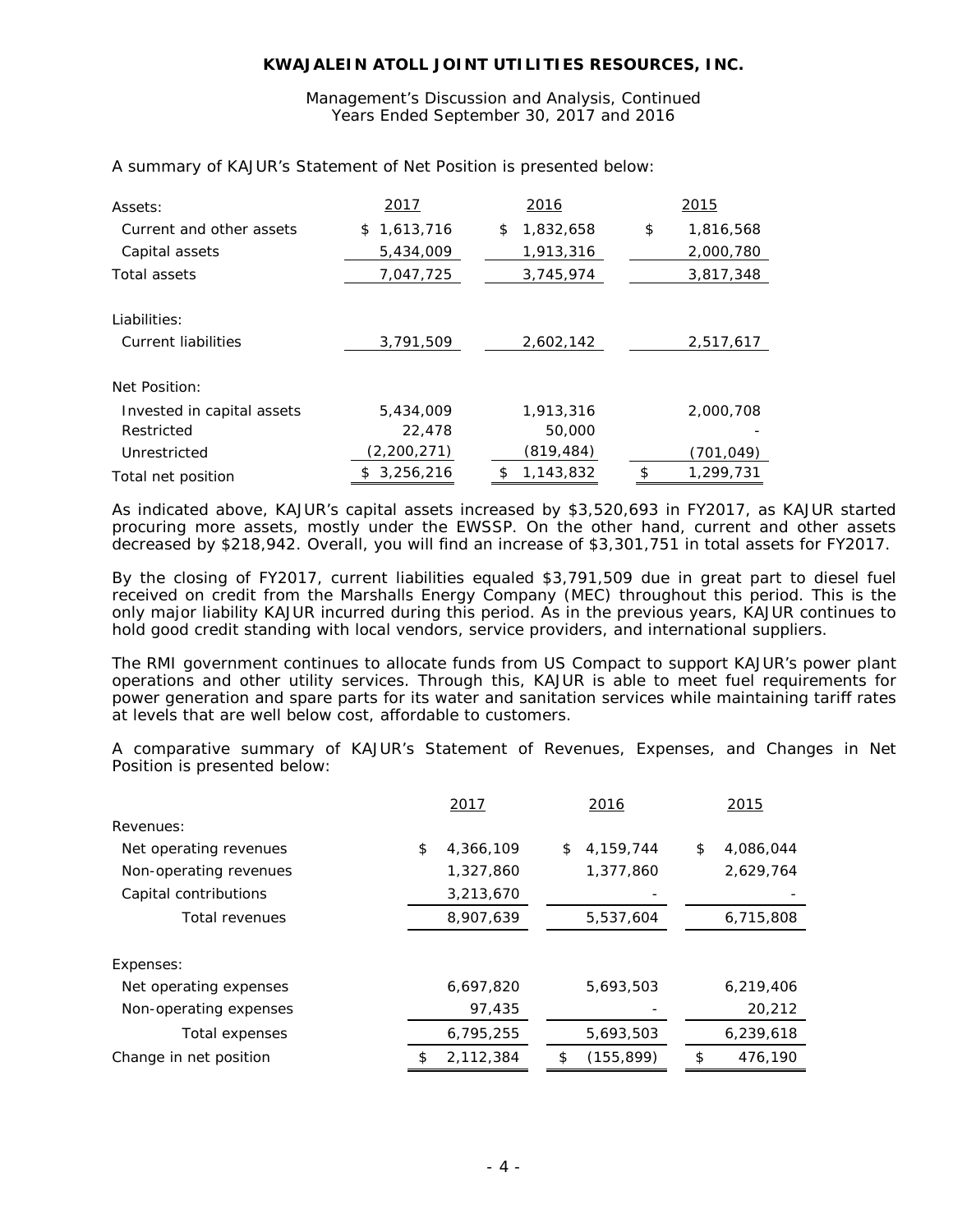A summary of KAJUR's Statement of Net Position is presented below:

| | 2017 | 2016 | 2015 |
|---|---|---|---|
| Assets: | | | |
| Current and other assets | $ 1,613,716 | $ 1,832,658 | $ 1,816,568 |
| Capital assets | 5,434,009 | 1,913,316 | 2,000,780 |
| Total assets | 7,047,725 | 3,745,974 | 3,817,348 |
| Liabilities: | | | |
| Current liabilities | 3,791,509 | 2,602,142 | 2,517,617 |
| Net Position: | | | |
| Invested in capital assets | 5,434,009 | 1,913,316 | 2,000,708 |
| Restricted | 22,478 | 50,000 | - |
| Unrestricted | (2,200,271) | (819,484) | (701,049) |
| Total net position | $ 3,256,216 | $ 1,143,832 | $ 1,299,731 |

As indicated above, KAJUR's capital assets increased by $3,520,693 in FY2017, as KAJUR started procuring more assets, mostly under the EWSSP. On the other hand, current and other assets decreased by $218,942. Overall, you will find an increase of $3,301,751 in total assets for FY2017.

By the closing of FY2017, current liabilities equaled $3,791,509 due in great part to diesel fuel received on credit from the Marshalls Energy Company (MEC) throughout this period. This is the only major liability KAJUR incurred during this period. As in the previous years, KAJUR continues to hold good credit standing with local vendors, service providers, and international suppliers.

The RMI government continues to allocate funds from US Compact to support KAJUR's power plant operations and other utility services. Through this, KAJUR is able to meet fuel requirements for power generation and spare parts for its water and sanitation services while maintaining tariff rates at levels that are well below cost, affordable to customers.

A comparative summary of KAJUR's Statement of Revenues, Expenses, and Changes in Net Position is presented below:

| | 2017 | 2016 | 2015 |
|---|---|---|---|
| Revenues: | | | |
| Net operating revenues | $ 4,366,109 | $ 4,159,744 | $ 4,086,044 |
| Non-operating revenues | 1,327,860 | 1,377,860 | 2,629,764 |
| Capital contributions | 3,213,670 | - | - |
| Total revenues | 8,907,639 | 5,537,604 | 6,715,808 |
| Expenses: | | | |
| Net operating expenses | 6,697,820 | 5,693,503 | 6,219,406 |
| Non-operating expenses | 97,435 | - | 20,212 |
| Total expenses | 6,795,255 | 5,693,503 | 6,239,618 |
| Change in net position | $ 2,112,384 | $ (155,899) | $ 476,190 |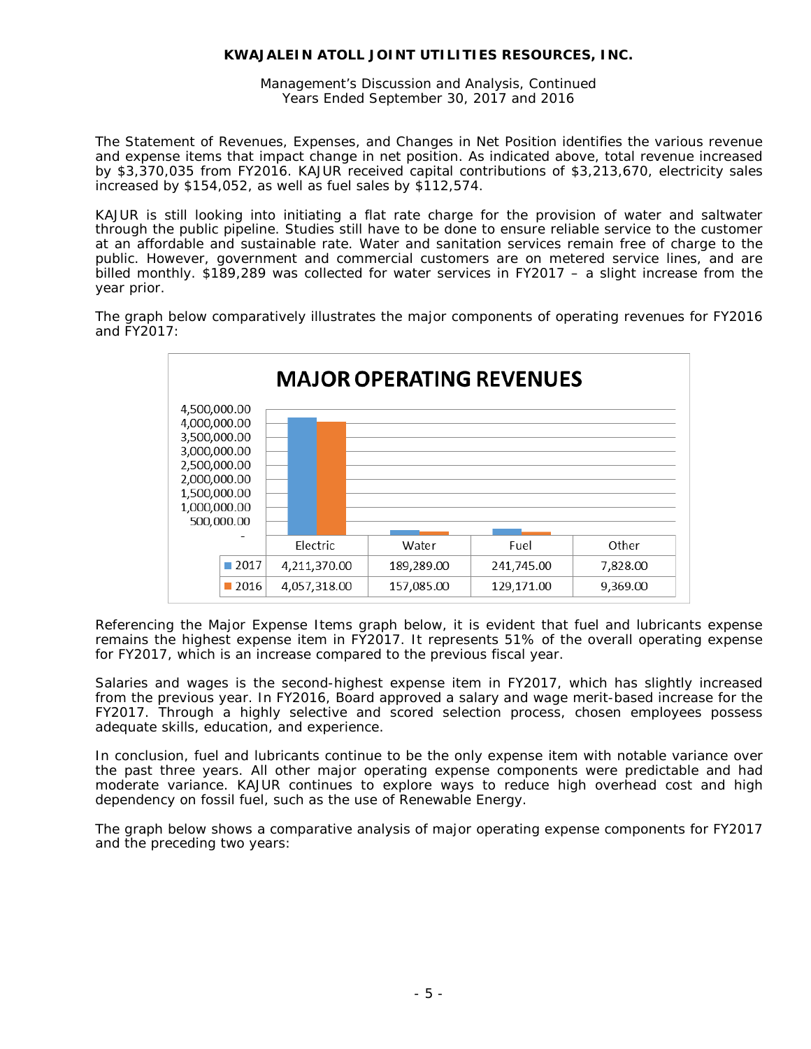The Statement of Revenues, Expenses, and Changes in Net Position identifies the various revenue and expense items that impact change in net position. As indicated above, total revenue increased by $3,370,035 from FY2016. KAJUR received capital contributions of $3,213,670, electricity sales increased by $154,052, as well as fuel sales by $112,574.

KAJUR is still looking into initiating a flat rate charge for the provision of water and saltwater through the public pipeline. Studies still have to be done to ensure reliable service to the customer at an affordable and sustainable rate. Water and sanitation services remain free of charge to the public. However, government and commercial customers are on metered service lines, and are billed monthly. $189,289 was collected for water services in FY2017 – a slight increase from the year prior.

The graph below comparatively illustrates the major components of operating revenues for FY2016 and FY2017:

**MAJOR OPERATING REVENUES**

| | Electric | Water | Fuel | Other |
|---|---|---|---|---|
| 2017 | 4,211,370.00 | 189,289.00 | 241,745.00 | 7,828.00 |
| 2016 | 4,057,318.00 | 157,085.00 | 129,171.00 | 9,369.00 |

Referencing the Major Expense Items graph below, it is evident that fuel and lubricants expense remains the highest expense item in FY2017. It represents 51% of the overall operating expense for FY2017, which is an increase compared to the previous fiscal year.

Salaries and wages is the second-highest expense item in FY2017, which has slightly increased from the previous year. In FY2016, Board approved a salary and wage merit-based increase for the FY2017. Through a highly selective and scored selection process, chosen employees possess adequate skills, education, and experience.

In conclusion, fuel and lubricants continue to be the only expense item with notable variance over the past three years. All other major operating expense components were predictable and had moderate variance. KAJUR continues to explore ways to reduce high overhead cost and high dependency on fossil fuel, such as the use of Renewable Energy.

The graph below shows a comparative analysis of major operating expense components for FY2017 and the preceding two years: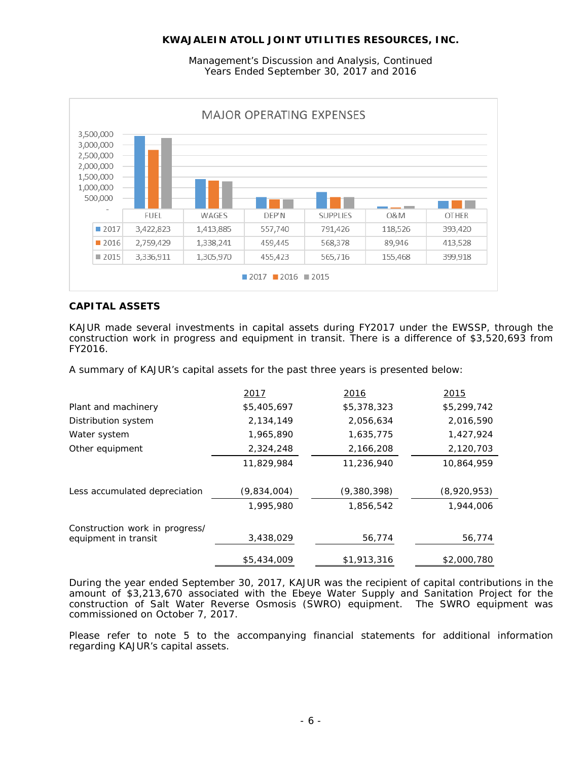**MAJOR OPERATING EXPENSES**

| | FUEL | WAGES | DEP'N | SUPPLIES | O&M | OTHER |
|---|---|---|---|---|---|---|
| 2017 | 3,422,823 | 1,413,885 | 557,740 | 791,426 | 118,526 | 393,420 |
| 2016 | 2,759,429 | 1,338,241 | 459,445 | 568,378 | 89,946 | 413,528 |
| 2015 | 3,336,911 | 1,305,970 | 455,423 | 565,716 | 155,468 | 399,918 |

## CAPITAL ASSETS

KAJUR made several investments in capital assets during FY2017 under the EWSSP, through the construction work in progress and equipment in transit. There is a difference of $3,520,693 from FY2016.

A summary of KAJUR's capital assets for the past three years is presented below:

| | 2017 | 2016 | 2015 |
|---|---|---|---|
| Plant and machinery | $5,405,697 | $5,378,323 | $5,299,742 |
| Distribution system | 2,134,149 | 2,056,634 | 2,016,590 |
| Water system | 1,965,890 | 1,635,775 | 1,427,924 |
| Other equipment | 2,324,248 | 2,166,208 | 2,120,703 |
| | 11,829,984 | 11,236,940 | 10,864,959 |
| Less accumulated depreciation | (9,834,004) | (9,380,398) | (8,920,953) |
| | 1,995,980 | 1,856,542 | 1,944,006 |
| Construction work in progress/ equipment in transit | 3,438,029 | 56,774 | 56,774 |
| | $5,434,009 | $1,913,316 | $2,000,780 |

During the year ended September 30, 2017, KAJUR was the recipient of capital contributions in the amount of $3,213,670 associated with the Ebeye Water Supply and Sanitation Project for the construction of Salt Water Reverse Osmosis (SWRO) equipment. The SWRO equipment was commissioned on October 7, 2017.

Please refer to note 5 to the accompanying financial statements for additional information regarding KAJUR's capital assets.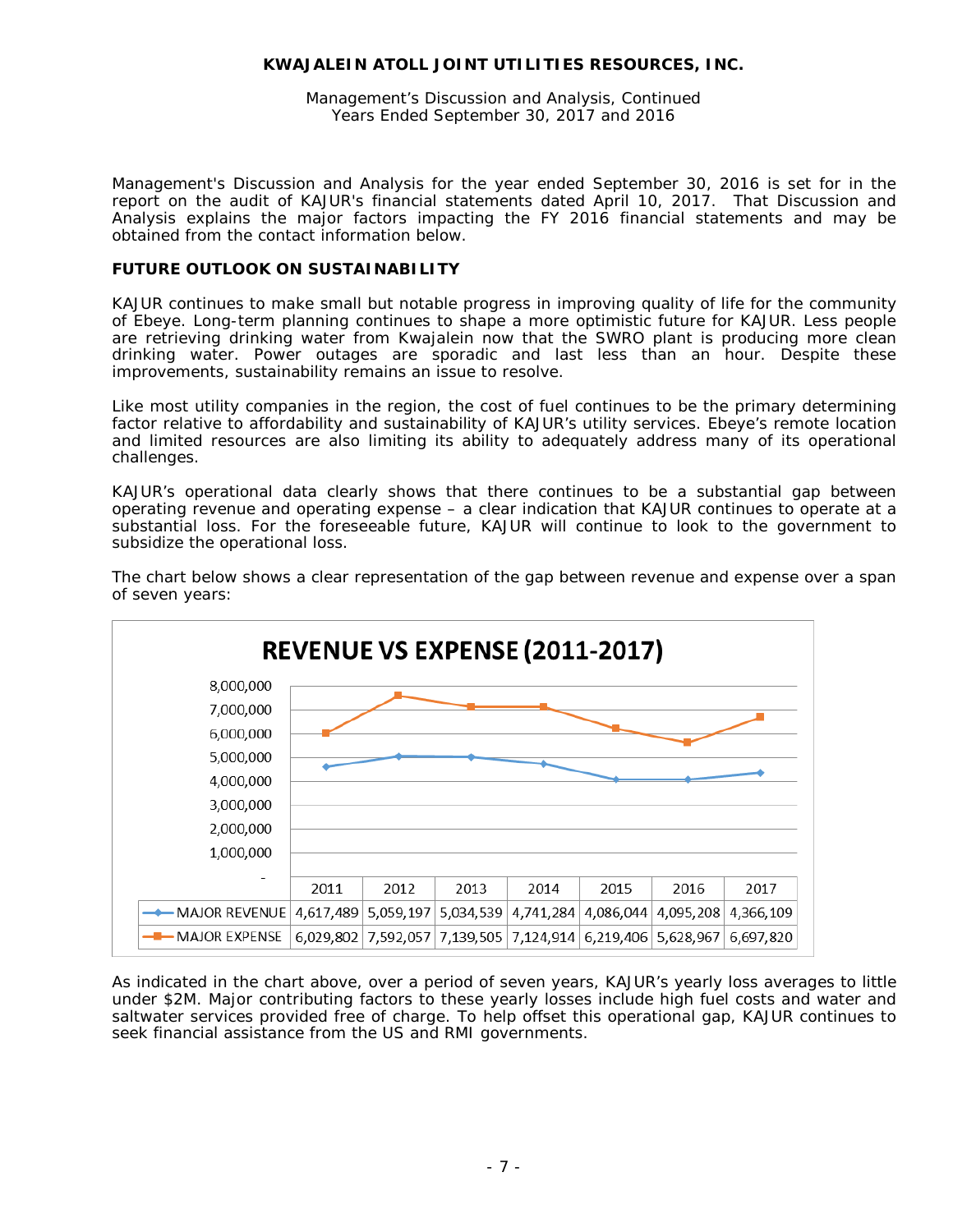Management's Discussion and Analysis for the year ended September 30, 2016 is set for in the report on the audit of KAJUR's financial statements dated April 10, 2017. That Discussion and Analysis explains the major factors impacting the FY 2016 financial statements and may be obtained from the contact information below.

## FUTURE OUTLOOK ON SUSTAINABILITY

KAJUR continues to make small but notable progress in improving quality of life for the community of Ebeye. Long-term planning continues to shape a more optimistic future for KAJUR. Less people are retrieving drinking water from Kwajalein now that the SWRO plant is producing more clean drinking water. Power outages are sporadic and last less than an hour. Despite these improvements, sustainability remains an issue to resolve.

Like most utility companies in the region, the cost of fuel continues to be the primary determining factor relative to affordability and sustainability of KAJUR's utility services. Ebeye's remote location and limited resources are also limiting its ability to adequately address many of its operational challenges.

KAJUR's operational data clearly shows that there continues to be a substantial gap between operating revenue and operating expense – a clear indication that KAJUR continues to operate at a substantial loss. For the foreseeable future, KAJUR will continue to look to the government to subsidize the operational loss.

The chart below shows a clear representation of the gap between revenue and expense over a span of seven years:

**REVENUE VS EXPENSE (2011-2017)**

| | 2011 | 2012 | 2013 | 2014 | 2015 | 2016 | 2017 |
|---|---|---|---|---|---|---|---|
| MAJOR REVENUE | 4,617,489 | 5,059,197 | 5,034,539 | 4,741,284 | 4,086,044 | 4,095,208 | 4,366,109 |
| MAJOR EXPENSE | 6,029,802 | 7,592,057 | 7,139,505 | 7,124,914 | 6,219,406 | 5,628,967 | 6,697,820 |

As indicated in the chart above, over a period of seven years, KAJUR's yearly loss averages to little under $2M. Major contributing factors to these yearly losses include high fuel costs and water and saltwater services provided free of charge. To help offset this operational gap, KAJUR continues to seek financial assistance from the US and RMI governments.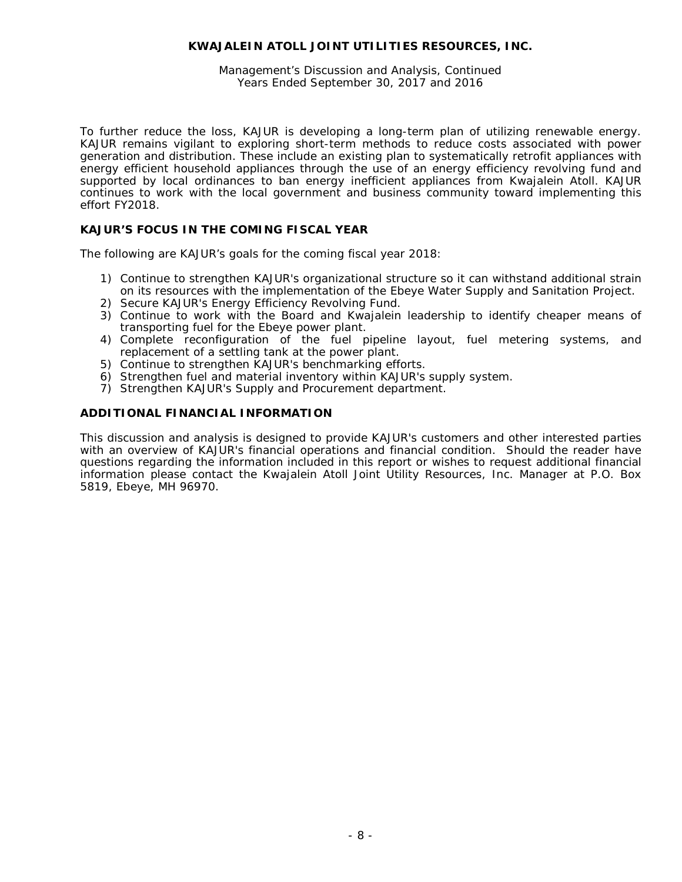To further reduce the loss, KAJUR is developing a long-term plan of utilizing renewable energy. KAJUR remains vigilant to exploring short-term methods to reduce costs associated with power generation and distribution. These include an existing plan to systematically retrofit appliances with energy efficient household appliances through the use of an energy efficiency revolving fund and supported by local ordinances to ban energy inefficient appliances from Kwajalein Atoll. KAJUR continues to work with the local government and business community toward implementing this effort FY2018.

## KAJUR'S FOCUS IN THE COMING FISCAL YEAR

The following are KAJUR's goals for the coming fiscal year 2018:

1) Continue to strengthen KAJUR's organizational structure so it can withstand additional strain on its resources with the implementation of the Ebeye Water Supply and Sanitation Project.
2) Secure KAJUR's Energy Efficiency Revolving Fund.
3) Continue to work with the Board and Kwajalein leadership to identify cheaper means of transporting fuel for the Ebeye power plant.
4) Complete reconfiguration of the fuel pipeline layout, fuel metering systems, and replacement of a settling tank at the power plant.
5) Continue to strengthen KAJUR's benchmarking efforts.
6) Strengthen fuel and material inventory within KAJUR's supply system.
7) Strengthen KAJUR's Supply and Procurement department.

## ADDITIONAL FINANCIAL INFORMATION

This discussion and analysis is designed to provide KAJUR's customers and other interested parties with an overview of KAJUR's financial operations and financial condition. Should the reader have questions regarding the information included in this report or wishes to request additional financial information please contact the Kwajalein Atoll Joint Utility Resources, Inc. Manager at P.O. Box 5819, Ebeye, MH 96970.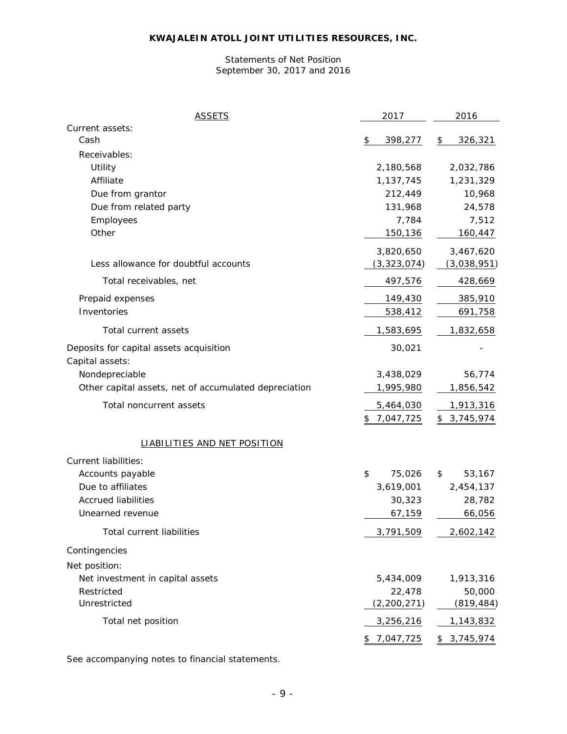# KWAJALEIN ATOLL JOINT UTILITIES RESOURCES, INC.

Statements of Net Position
September 30, 2017 and 2016

| ASSETS | 2017 | 2016 |
|---|---|---|
| Current assets: | | |
| Cash | $ 398,277 | $ 326,321 |
| Receivables: | | |
| Utility | 2,180,568 | 2,032,786 |
| Affiliate | 1,137,745 | 1,231,329 |
| Due from grantor | 212,449 | 10,968 |
| Due from related party | 131,968 | 24,578 |
| Employees | 7,784 | 7,512 |
| Other | 150,136 | 160,447 |
| | 3,820,650 | 3,467,620 |
| Less allowance for doubtful accounts | (3,323,074) | (3,038,951) |
| Total receivables, net | 497,576 | 428,669 |
| Prepaid expenses | 149,430 | 385,910 |
| Inventories | 538,412 | 691,758 |
| Total current assets | 1,583,695 | 1,832,658 |
| Deposits for capital assets acquisition | 30,021 | - |
| Capital assets: | | |
| Nondepreciable | 3,438,029 | 56,774 |
| Other capital assets, net of accumulated depreciation | 1,995,980 | 1,856,542 |
| Total noncurrent assets | 5,464,030 | 1,913,316 |
| | $ 7,047,725 | $ 3,745,974 |
| **LIABILITIES AND NET POSITION** | | |
| Current liabilities: | | |
| Accounts payable | $ 75,026 | $ 53,167 |
| Due to affiliates | 3,619,001 | 2,454,137 |
| Accrued liabilities | 30,323 | 28,782 |
| Unearned revenue | 67,159 | 66,056 |
| Total current liabilities | 3,791,509 | 2,602,142 |
| Contingencies | | |
| Net position: | | |
| Net investment in capital assets | 5,434,009 | 1,913,316 |
| Restricted | 22,478 | 50,000 |
| Unrestricted | (2,200,271) | (819,484) |
| Total net position | 3,256,216 | 1,143,832 |
| | $ 7,047,725 | $ 3,745,974 |

See accompanying notes to financial statements.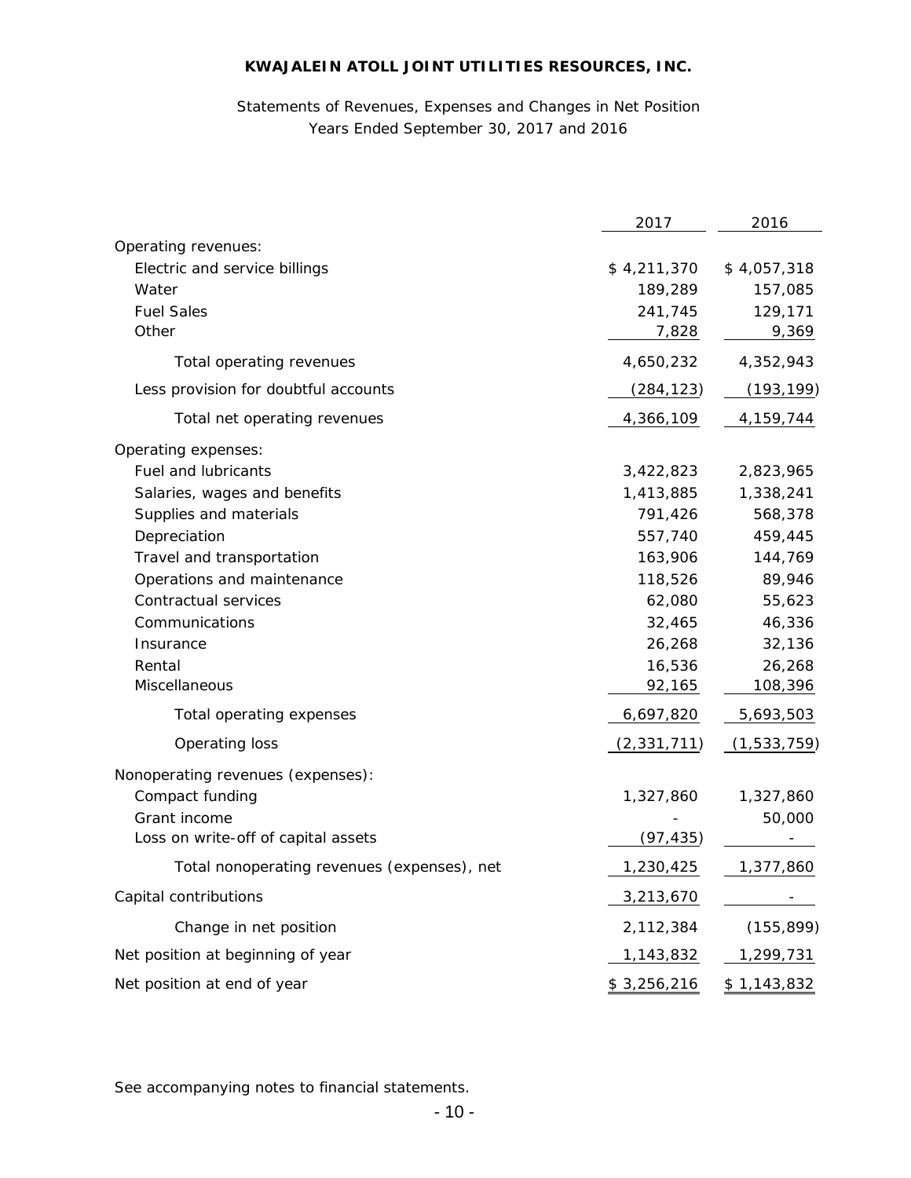# KWAJALEIN ATOLL JOINT UTILITIES RESOURCES, INC.

Statements of Revenues, Expenses and Changes in Net Position
Years Ended September 30, 2017 and 2016

| | 2017 | 2016 |
|---|---|---|
| Operating revenues: | | |
| Electric and service billings | $ 4,211,370 | $ 4,057,318 |
| Water | 189,289 | 157,085 |
| Fuel Sales | 241,745 | 129,171 |
| Other | 7,828 | 9,369 |
| Total operating revenues | 4,650,232 | 4,352,943 |
| Less provision for doubtful accounts | (284,123) | (193,199) |
| Total net operating revenues | 4,366,109 | 4,159,744 |
| Operating expenses: | | |
| Fuel and lubricants | 3,422,823 | 2,823,965 |
| Salaries, wages and benefits | 1,413,885 | 1,338,241 |
| Supplies and materials | 791,426 | 568,378 |
| Depreciation | 557,740 | 459,445 |
| Travel and transportation | 163,906 | 144,769 |
| Operations and maintenance | 118,526 | 89,946 |
| Contractual services | 62,080 | 55,623 |
| Communications | 32,465 | 46,336 |
| Insurance | 26,268 | 32,136 |
| Rental | 16,536 | 26,268 |
| Miscellaneous | 92,165 | 108,396 |
| Total operating expenses | 6,697,820 | 5,693,503 |
| Operating loss | (2,331,711) | (1,533,759) |
| Nonoperating revenues (expenses): | | |
| Compact funding | 1,327,860 | 1,327,860 |
| Grant income | - | 50,000 |
| Loss on write-off of capital assets | (97,435) | - |
| Total nonoperating revenues (expenses), net | 1,230,425 | 1,377,860 |
| Capital contributions | 3,213,670 | - |
| Change in net position | 2,112,384 | (155,899) |
| Net position at beginning of year | 1,143,832 | 1,299,731 |
| Net position at end of year | $ 3,256,216 | $ 1,143,832 |

See accompanying notes to financial statements.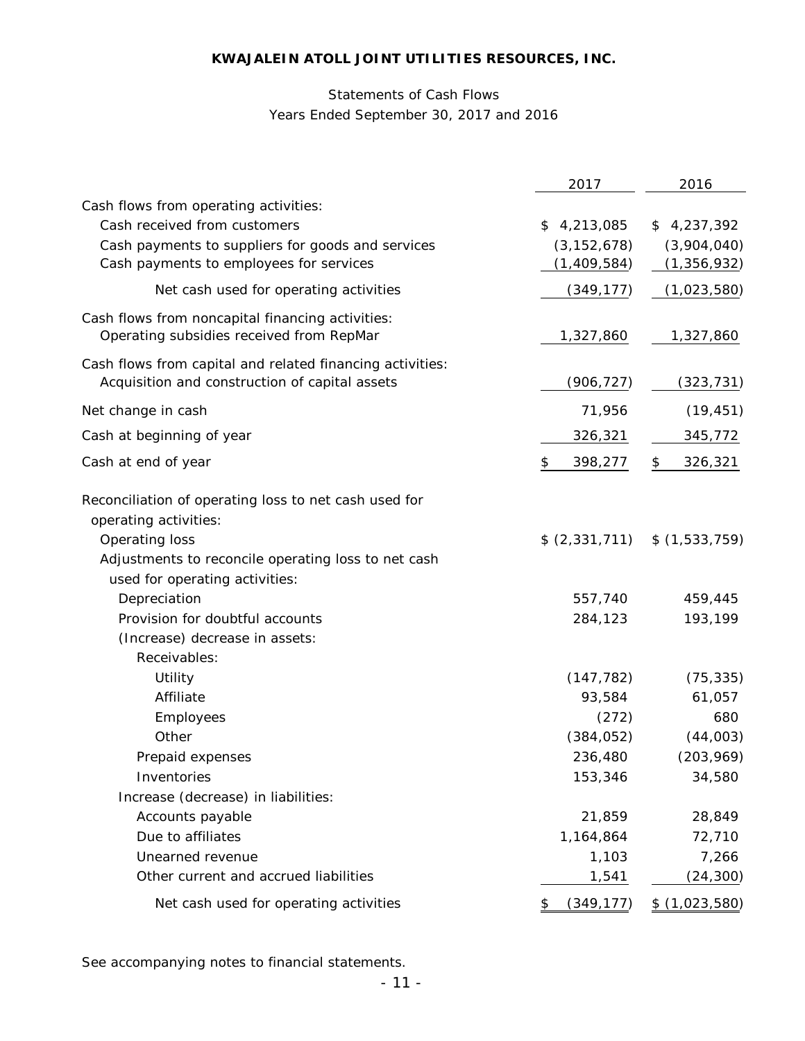# KWAJALEIN ATOLL JOINT UTILITIES RESOURCES, INC.

Statements of Cash Flows
Years Ended September 30, 2017 and 2016

| | 2017 | 2016 |
|---|---|---|
| Cash flows from operating activities: | | |
| Cash received from customers | $ 4,213,085 | $ 4,237,392 |
| Cash payments to suppliers for goods and services | (3,152,678) | (3,904,040) |
| Cash payments to employees for services | (1,409,584) | (1,356,932) |
| Net cash used for operating activities | (349,177) | (1,023,580) |
| Cash flows from noncapital financing activities: | | |
| Operating subsidies received from RepMar | 1,327,860 | 1,327,860 |
| Cash flows from capital and related financing activities: | | |
| Acquisition and construction of capital assets | (906,727) | (323,731) |
| Net change in cash | 71,956 | (19,451) |
| Cash at beginning of year | 326,321 | 345,772 |
| Cash at end of year | $ 398,277 | $ 326,321 |
| Reconciliation of operating loss to net cash used for operating activities: | | |
| Operating loss | $ (2,331,711) | $ (1,533,759) |
| Adjustments to reconcile operating loss to net cash used for operating activities: | | |
| Depreciation | 557,740 | 459,445 |
| Provision for doubtful accounts | 284,123 | 193,199 |
| (Increase) decrease in assets: | | |
| Receivables: | | |
| Utility | (147,782) | (75,335) |
| Affiliate | 93,584 | 61,057 |
| Employees | (272) | 680 |
| Other | (384,052) | (44,003) |
| Prepaid expenses | 236,480 | (203,969) |
| Inventories | 153,346 | 34,580 |
| Increase (decrease) in liabilities: | | |
| Accounts payable | 21,859 | 28,849 |
| Due to affiliates | 1,164,864 | 72,710 |
| Unearned revenue | 1,103 | 7,266 |
| Other current and accrued liabilities | 1,541 | (24,300) |
| Net cash used for operating activities | $ (349,177) | $ (1,023,580) |

See accompanying notes to financial statements.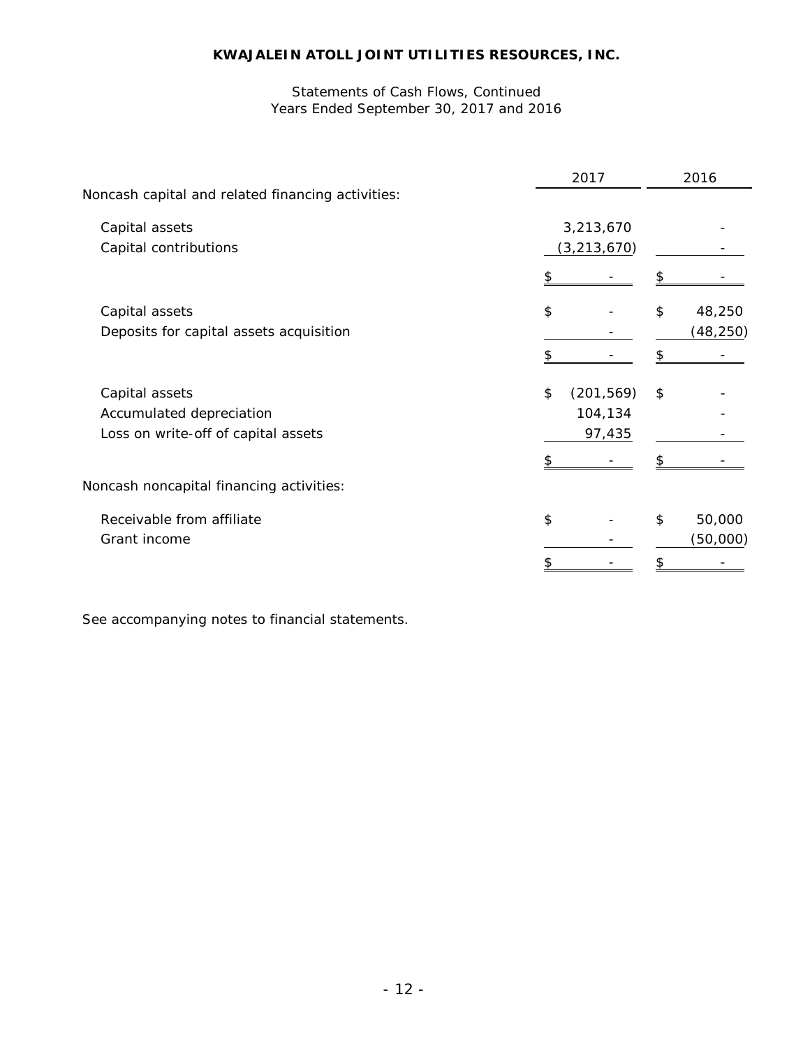**KWAJALEIN ATOLL JOINT UTILITIES RESOURCES, INC.**

Statements of Cash Flows, Continued
Years Ended September 30, 2017 and 2016

| | 2017 | 2016 |
|---|---|---|
| Noncash capital and related financing activities: | | |
| Capital assets | 3,213,670 | - |
| Capital contributions | (3,213,670) | - |
| | $ - | $ - |
| Capital assets | $ - | $ 48,250 |
| Deposits for capital assets acquisition | - | (48,250) |
| | $ - | $ - |
| Capital assets | $ (201,569) | $ - |
| Accumulated depreciation | 104,134 | - |
| Loss on write-off of capital assets | 97,435 | - |
| | $ - | $ - |
| Noncash noncapital financing activities: | | |
| Receivable from affiliate | $ - | $ 50,000 |
| Grant income | - | (50,000) |
| | $ - | $ - |

See accompanying notes to financial statements.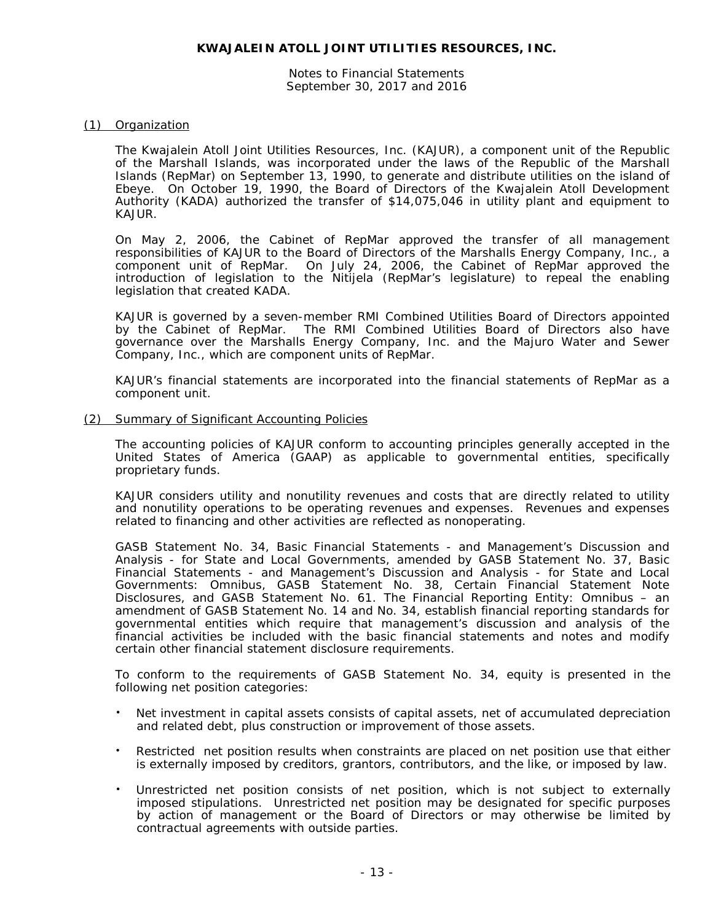**KWAJALEIN ATOLL JOINT UTILITIES RESOURCES, INC.**

Notes to Financial Statements
September 30, 2017 and 2016

## (1) Organization

The Kwajalein Atoll Joint Utilities Resources, Inc. (KAJUR), a component unit of the Republic of the Marshall Islands, was incorporated under the laws of the Republic of the Marshall Islands (RepMar) on September 13, 1990, to generate and distribute utilities on the island of Ebeye. On October 19, 1990, the Board of Directors of the Kwajalein Atoll Development Authority (KADA) authorized the transfer of $14,075,046 in utility plant and equipment to KAJUR.

On May 2, 2006, the Cabinet of RepMar approved the transfer of all management responsibilities of KAJUR to the Board of Directors of the Marshalls Energy Company, Inc., a component unit of RepMar. On July 24, 2006, the Cabinet of RepMar approved the introduction of legislation to the Nitijela (RepMar's legislature) to repeal the enabling legislation that created KADA.

KAJUR is governed by a seven-member RMI Combined Utilities Board of Directors appointed by the Cabinet of RepMar. The RMI Combined Utilities Board of Directors also have governance over the Marshalls Energy Company, Inc. and the Majuro Water and Sewer Company, Inc., which are component units of RepMar.

KAJUR's financial statements are incorporated into the financial statements of RepMar as a component unit.

## (2) Summary of Significant Accounting Policies

The accounting policies of KAJUR conform to accounting principles generally accepted in the United States of America (GAAP) as applicable to governmental entities, specifically proprietary funds.

KAJUR considers utility and nonutility revenues and costs that are directly related to utility and nonutility operations to be operating revenues and expenses. Revenues and expenses related to financing and other activities are reflected as nonoperating.

GASB Statement No. 34, Basic Financial Statements - and Management's Discussion and Analysis - for State and Local Governments, amended by GASB Statement No. 37, Basic Financial Statements - and Management's Discussion and Analysis - for State and Local Governments: Omnibus, GASB Statement No. 38, Certain Financial Statement Note Disclosures, and GASB Statement No. 61. The Financial Reporting Entity: Omnibus – an amendment of GASB Statement No. 14 and No. 34, establish financial reporting standards for governmental entities which require that management's discussion and analysis of the financial activities be included with the basic financial statements and notes and modify certain other financial statement disclosure requirements.

To conform to the requirements of GASB Statement No. 34, equity is presented in the following net position categories:

- Net investment in capital assets consists of capital assets, net of accumulated depreciation and related debt, plus construction or improvement of those assets.
- Restricted net position results when constraints are placed on net position use that either is externally imposed by creditors, grantors, contributors, and the like, or imposed by law.
- Unrestricted net position consists of net position, which is not subject to externally imposed stipulations. Unrestricted net position may be designated for specific purposes by action of management or the Board of Directors or may otherwise be limited by contractual agreements with outside parties.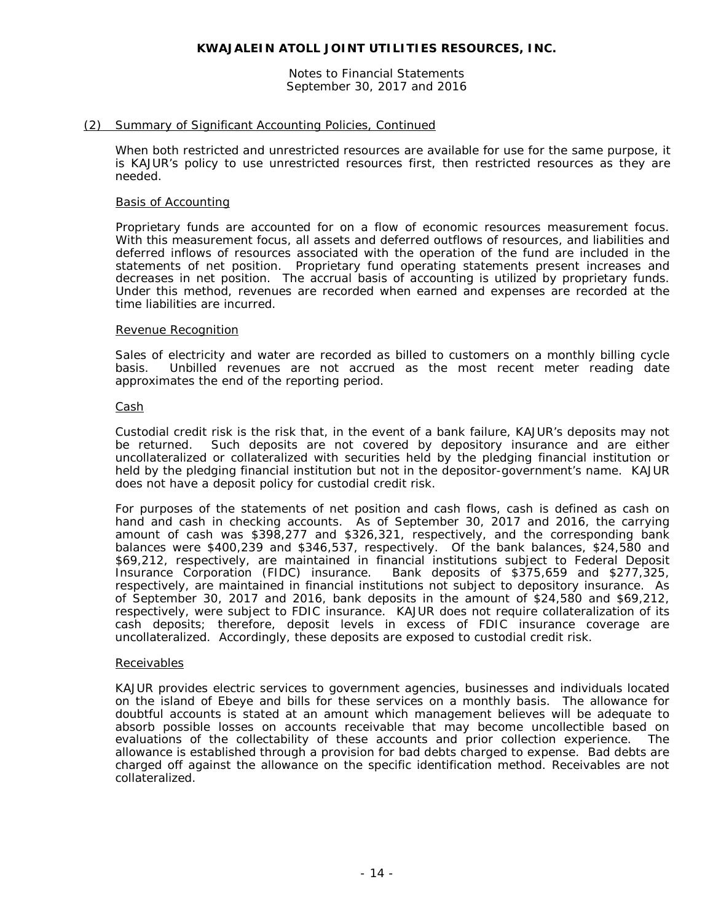## (2) Summary of Significant Accounting Policies, Continued

When both restricted and unrestricted resources are available for use for the same purpose, it is KAJUR's policy to use unrestricted resources first, then restricted resources as they are needed.

### Basis of Accounting

Proprietary funds are accounted for on a flow of economic resources measurement focus. With this measurement focus, all assets and deferred outflows of resources, and liabilities and deferred inflows of resources associated with the operation of the fund are included in the statements of net position. Proprietary fund operating statements present increases and decreases in net position. The accrual basis of accounting is utilized by proprietary funds. Under this method, revenues are recorded when earned and expenses are recorded at the time liabilities are incurred.

### Revenue Recognition

Sales of electricity and water are recorded as billed to customers on a monthly billing cycle basis. Unbilled revenues are not accrued as the most recent meter reading date approximates the end of the reporting period.

### Cash

Custodial credit risk is the risk that, in the event of a bank failure, KAJUR's deposits may not be returned. Such deposits are not covered by depository insurance and are either uncollateralized or collateralized with securities held by the pledging financial institution or held by the pledging financial institution but not in the depositor-government's name. KAJUR does not have a deposit policy for custodial credit risk.

For purposes of the statements of net position and cash flows, cash is defined as cash on hand and cash in checking accounts. As of September 30, 2017 and 2016, the carrying amount of cash was $398,277 and $326,321, respectively, and the corresponding bank balances were $400,239 and $346,537, respectively. Of the bank balances, $24,580 and $69,212, respectively, are maintained in financial institutions subject to Federal Deposit Insurance Corporation (FIDC) insurance. Bank deposits of $375,659 and $277,325, respectively, are maintained in financial institutions not subject to depository insurance. As of September 30, 2017 and 2016, bank deposits in the amount of $24,580 and $69,212, respectively, were subject to FDIC insurance. KAJUR does not require collateralization of its cash deposits; therefore, deposit levels in excess of FDIC insurance coverage are uncollateralized. Accordingly, these deposits are exposed to custodial credit risk.

### Receivables

KAJUR provides electric services to government agencies, businesses and individuals located on the island of Ebeye and bills for these services on a monthly basis. The allowance for doubtful accounts is stated at an amount which management believes will be adequate to absorb possible losses on accounts receivable that may become uncollectible based on evaluations of the collectability of these accounts and prior collection experience. The allowance is established through a provision for bad debts charged to expense. Bad debts are charged off against the allowance on the specific identification method. Receivables are not collateralized.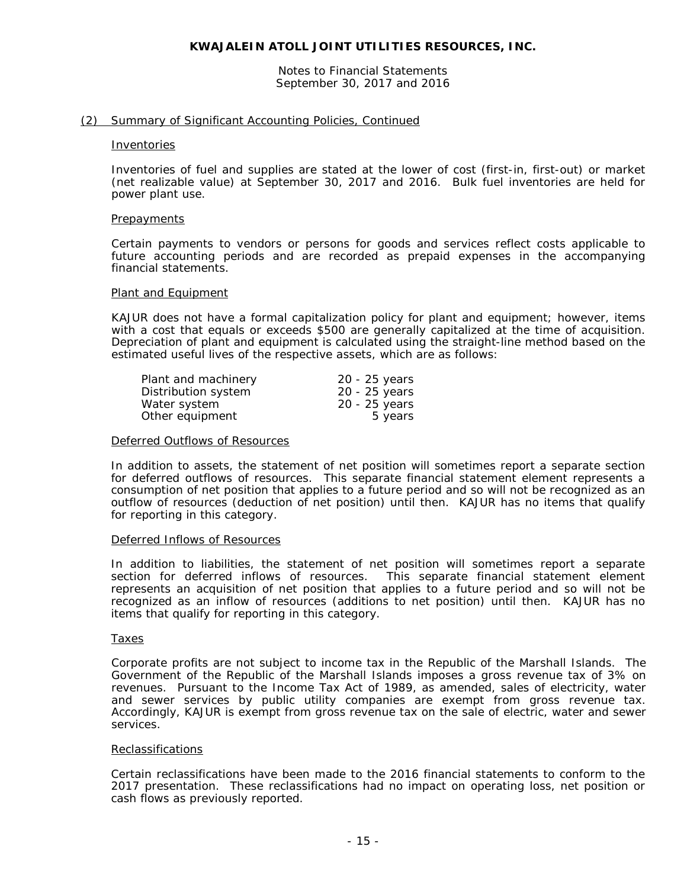**KWAJALEIN ATOLL JOINT UTILITIES RESOURCES, INC.**

Notes to Financial Statements
September 30, 2017 and 2016

(2) Summary of Significant Accounting Policies, Continued

Inventories

Inventories of fuel and supplies are stated at the lower of cost (first-in, first-out) or market (net realizable value) at September 30, 2017 and 2016. Bulk fuel inventories are held for power plant use.

Prepayments

Certain payments to vendors or persons for goods and services reflect costs applicable to future accounting periods and are recorded as prepaid expenses in the accompanying financial statements.

Plant and Equipment

KAJUR does not have a formal capitalization policy for plant and equipment; however, items with a cost that equals or exceeds $500 are generally capitalized at the time of acquisition. Depreciation of plant and equipment is calculated using the straight-line method based on the estimated useful lives of the respective assets, which are as follows:

| | |
|---|---|
| Plant and machinery | 20 - 25 years |
| Distribution system | 20 - 25 years |
| Water system | 20 - 25 years |
| Other equipment | 5 years |

Deferred Outflows of Resources

In addition to assets, the statement of net position will sometimes report a separate section for deferred outflows of resources. This separate financial statement element represents a consumption of net position that applies to a future period and so will not be recognized as an outflow of resources (deduction of net position) until then. KAJUR has no items that qualify for reporting in this category.

Deferred Inflows of Resources

In addition to liabilities, the statement of net position will sometimes report a separate section for deferred inflows of resources. This separate financial statement element represents an acquisition of net position that applies to a future period and so will not be recognized as an inflow of resources (additions to net position) until then. KAJUR has no items that qualify for reporting in this category.

Taxes

Corporate profits are not subject to income tax in the Republic of the Marshall Islands. The Government of the Republic of the Marshall Islands imposes a gross revenue tax of 3% on revenues. Pursuant to the Income Tax Act of 1989, as amended, sales of electricity, water and sewer services by public utility companies are exempt from gross revenue tax. Accordingly, KAJUR is exempt from gross revenue tax on the sale of electric, water and sewer services.

Reclassifications

Certain reclassifications have been made to the 2016 financial statements to conform to the 2017 presentation. These reclassifications had no impact on operating loss, net position or cash flows as previously reported.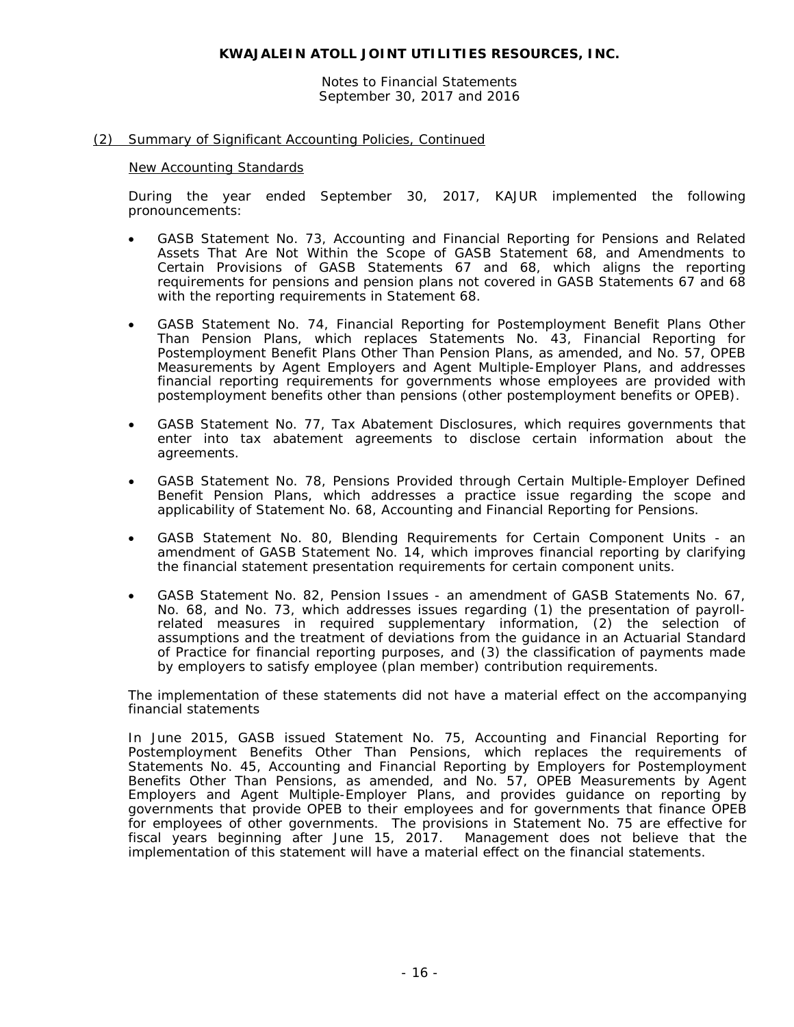**KWAJALEIN ATOLL JOINT UTILITIES RESOURCES, INC.**

Notes to Financial Statements
September 30, 2017 and 2016

(2) Summary of Significant Accounting Policies, Continued

New Accounting Standards

During the year ended September 30, 2017, KAJUR implemented the following pronouncements:

- GASB Statement No. 73, Accounting and Financial Reporting for Pensions and Related Assets That Are Not Within the Scope of GASB Statement 68, and Amendments to Certain Provisions of GASB Statements 67 and 68, which aligns the reporting requirements for pensions and pension plans not covered in GASB Statements 67 and 68 with the reporting requirements in Statement 68.

- GASB Statement No. 74, Financial Reporting for Postemployment Benefit Plans Other Than Pension Plans, which replaces Statements No. 43, Financial Reporting for Postemployment Benefit Plans Other Than Pension Plans, as amended, and No. 57, OPEB Measurements by Agent Employers and Agent Multiple-Employer Plans, and addresses financial reporting requirements for governments whose employees are provided with postemployment benefits other than pensions (other postemployment benefits or OPEB).

- GASB Statement No. 77, Tax Abatement Disclosures, which requires governments that enter into tax abatement agreements to disclose certain information about the agreements.

- GASB Statement No. 78, Pensions Provided through Certain Multiple-Employer Defined Benefit Pension Plans, which addresses a practice issue regarding the scope and applicability of Statement No. 68, Accounting and Financial Reporting for Pensions.

- GASB Statement No. 80, Blending Requirements for Certain Component Units - an amendment of GASB Statement No. 14, which improves financial reporting by clarifying the financial statement presentation requirements for certain component units.

- GASB Statement No. 82, Pension Issues - an amendment of GASB Statements No. 67, No. 68, and No. 73, which addresses issues regarding (1) the presentation of payroll-related measures in required supplementary information, (2) the selection of assumptions and the treatment of deviations from the guidance in an Actuarial Standard of Practice for financial reporting purposes, and (3) the classification of payments made by employers to satisfy employee (plan member) contribution requirements.

The implementation of these statements did not have a material effect on the accompanying financial statements

In June 2015, GASB issued Statement No. 75, Accounting and Financial Reporting for Postemployment Benefits Other Than Pensions, which replaces the requirements of Statements No. 45, Accounting and Financial Reporting by Employers for Postemployment Benefits Other Than Pensions, as amended, and No. 57, OPEB Measurements by Agent Employers and Agent Multiple-Employer Plans, and provides guidance on reporting by governments that provide OPEB to their employees and for governments that finance OPEB for employees of other governments. The provisions in Statement No. 75 are effective for fiscal years beginning after June 15, 2017. Management does not believe that the implementation of this statement will have a material effect on the financial statements.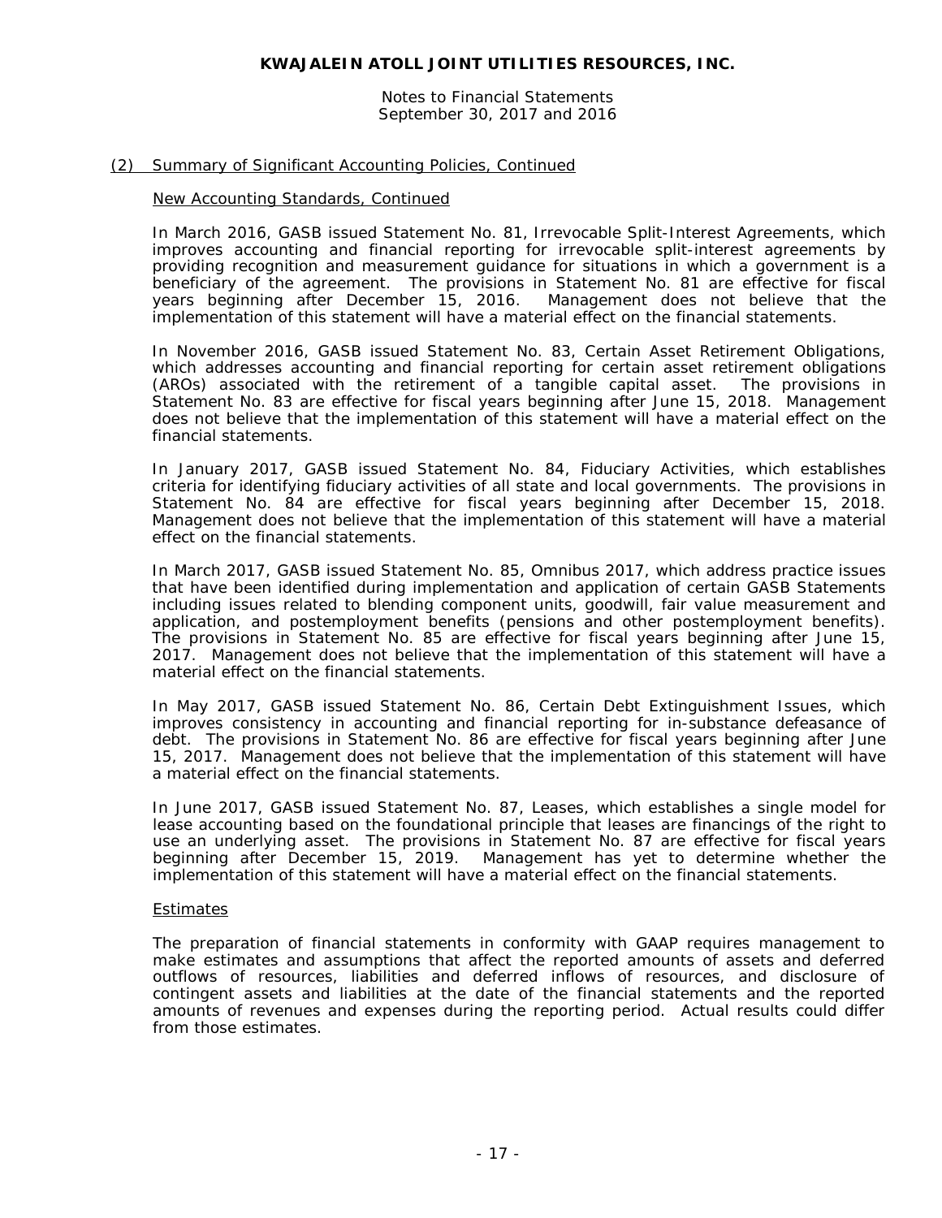## (2) Summary of Significant Accounting Policies, Continued

### New Accounting Standards, Continued

In March 2016, GASB issued Statement No. 81, Irrevocable Split-Interest Agreements, which improves accounting and financial reporting for irrevocable split-interest agreements by providing recognition and measurement guidance for situations in which a government is a beneficiary of the agreement. The provisions in Statement No. 81 are effective for fiscal years beginning after December 15, 2016. Management does not believe that the implementation of this statement will have a material effect on the financial statements.

In November 2016, GASB issued Statement No. 83, Certain Asset Retirement Obligations, which addresses accounting and financial reporting for certain asset retirement obligations (AROs) associated with the retirement of a tangible capital asset. The provisions in Statement No. 83 are effective for fiscal years beginning after June 15, 2018. Management does not believe that the implementation of this statement will have a material effect on the financial statements.

In January 2017, GASB issued Statement No. 84, Fiduciary Activities, which establishes criteria for identifying fiduciary activities of all state and local governments. The provisions in Statement No. 84 are effective for fiscal years beginning after December 15, 2018. Management does not believe that the implementation of this statement will have a material effect on the financial statements.

In March 2017, GASB issued Statement No. 85, Omnibus 2017, which address practice issues that have been identified during implementation and application of certain GASB Statements including issues related to blending component units, goodwill, fair value measurement and application, and postemployment benefits (pensions and other postemployment benefits). The provisions in Statement No. 85 are effective for fiscal years beginning after June 15, 2017. Management does not believe that the implementation of this statement will have a material effect on the financial statements.

In May 2017, GASB issued Statement No. 86, Certain Debt Extinguishment Issues, which improves consistency in accounting and financial reporting for in-substance defeasance of debt. The provisions in Statement No. 86 are effective for fiscal years beginning after June 15, 2017. Management does not believe that the implementation of this statement will have a material effect on the financial statements.

In June 2017, GASB issued Statement No. 87, Leases, which establishes a single model for lease accounting based on the foundational principle that leases are financings of the right to use an underlying asset. The provisions in Statement No. 87 are effective for fiscal years beginning after December 15, 2019. Management has yet to determine whether the implementation of this statement will have a material effect on the financial statements.

### Estimates

The preparation of financial statements in conformity with GAAP requires management to make estimates and assumptions that affect the reported amounts of assets and deferred outflows of resources, liabilities and deferred inflows of resources, and disclosure of contingent assets and liabilities at the date of the financial statements and the reported amounts of revenues and expenses during the reporting period. Actual results could differ from those estimates.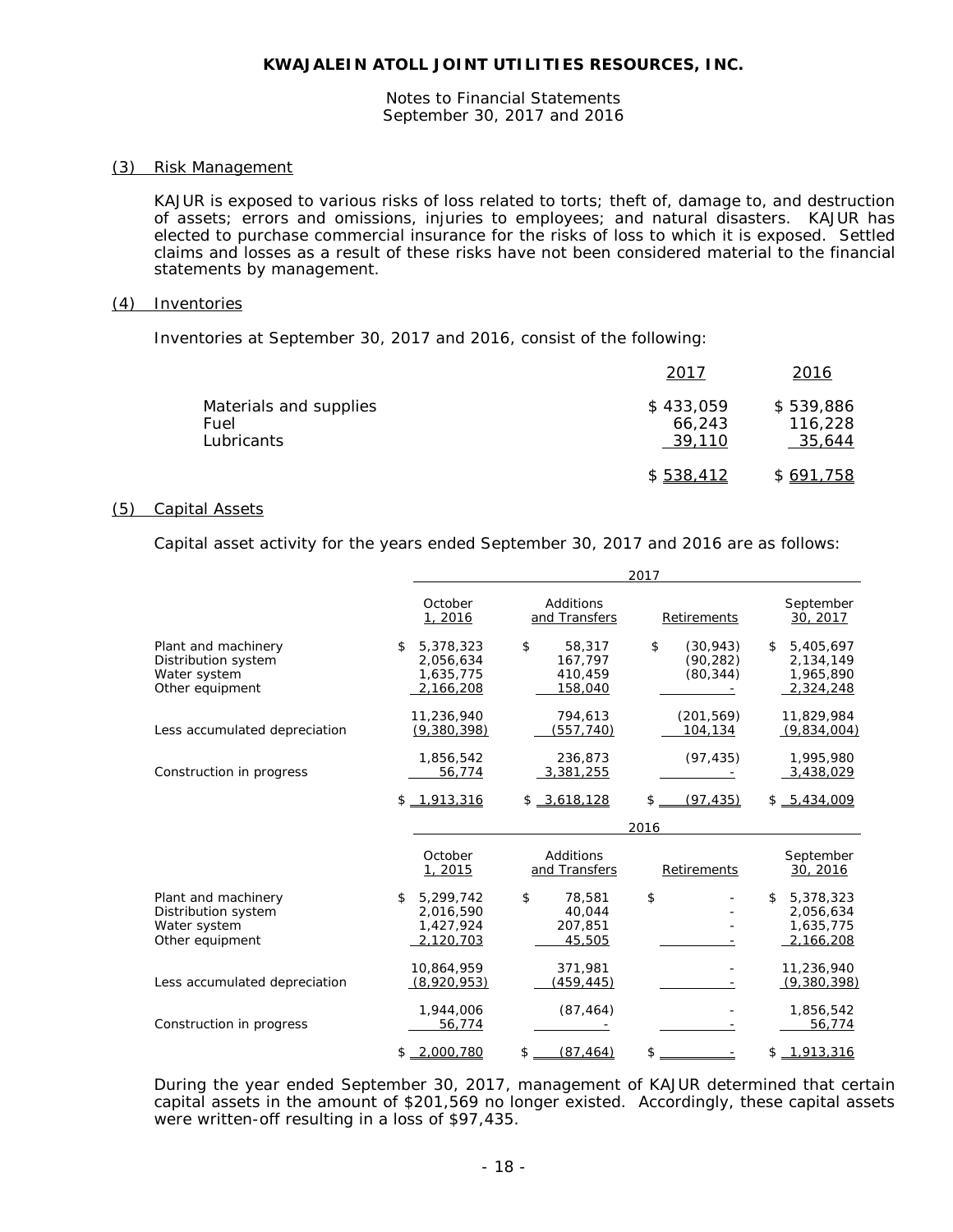**KWAJALEIN ATOLL JOINT UTILITIES RESOURCES, INC.**

Notes to Financial Statements
September 30, 2017 and 2016

## (3) Risk Management

KAJUR is exposed to various risks of loss related to torts; theft of, damage to, and destruction of assets; errors and omissions, injuries to employees; and natural disasters. KAJUR has elected to purchase commercial insurance for the risks of loss to which it is exposed. Settled claims and losses as a result of these risks have not been considered material to the financial statements by management.

## (4) Inventories

Inventories at September 30, 2017 and 2016, consist of the following:

| | 2017 | 2016 |
|---|---|---|
| Materials and supplies | $ 433,059 | $ 539,886 |
| Fuel | 66,243 | 116,228 |
| Lubricants | 39,110 | 35,644 |
| | $ 538,412 | $ 691,758 |

## (5) Capital Assets

Capital asset activity for the years ended September 30, 2017 and 2016 are as follows:

| | 2017 | | | |
|---|---|---|---|---|
| | October 1, 2016 | Additions and Transfers | Retirements | September 30, 2017 |
| Plant and machinery | $ 5,378,323 | $ 58,317 | $ (30,943) | $ 5,405,697 |
| Distribution system | 2,056,634 | 167,797 | (90,282) | 2,134,149 |
| Water system | 1,635,775 | 410,459 | (80,344) | 1,965,890 |
| Other equipment | 2,166,208 | 158,040 | - | 2,324,248 |
| | 11,236,940 | 794,613 | (201,569) | 11,829,984 |
| Less accumulated depreciation | (9,380,398) | (557,740) | 104,134 | (9,834,004) |
| | 1,856,542 | 236,873 | (97,435) | 1,995,980 |
| Construction in progress | 56,774 | 3,381,255 | - | 3,438,029 |
| | $ 1,913,316 | $ 3,618,128 | $ (97,435) | $ 5,434,009 |

| | 2016 | | | |
|---|---|---|---|---|
| | October 1, 2015 | Additions and Transfers | Retirements | September 30, 2016 |
| Plant and machinery | $ 5,299,742 | $ 78,581 | $ - | $ 5,378,323 |
| Distribution system | 2,016,590 | 40,044 | - | 2,056,634 |
| Water system | 1,427,924 | 207,851 | - | 1,635,775 |
| Other equipment | 2,120,703 | 45,505 | - | 2,166,208 |
| | 10,864,959 | 371,981 | - | 11,236,940 |
| Less accumulated depreciation | (8,920,953) | (459,445) | - | (9,380,398) |
| | 1,944,006 | (87,464) | - | 1,856,542 |
| Construction in progress | 56,774 | - | - | 56,774 |
| | $ 2,000,780 | $ (87,464) | $ - | $ 1,913,316 |

During the year ended September 30, 2017, management of KAJUR determined that certain capital assets in the amount of $201,569 no longer existed. Accordingly, these capital assets were written-off resulting in a loss of $97,435.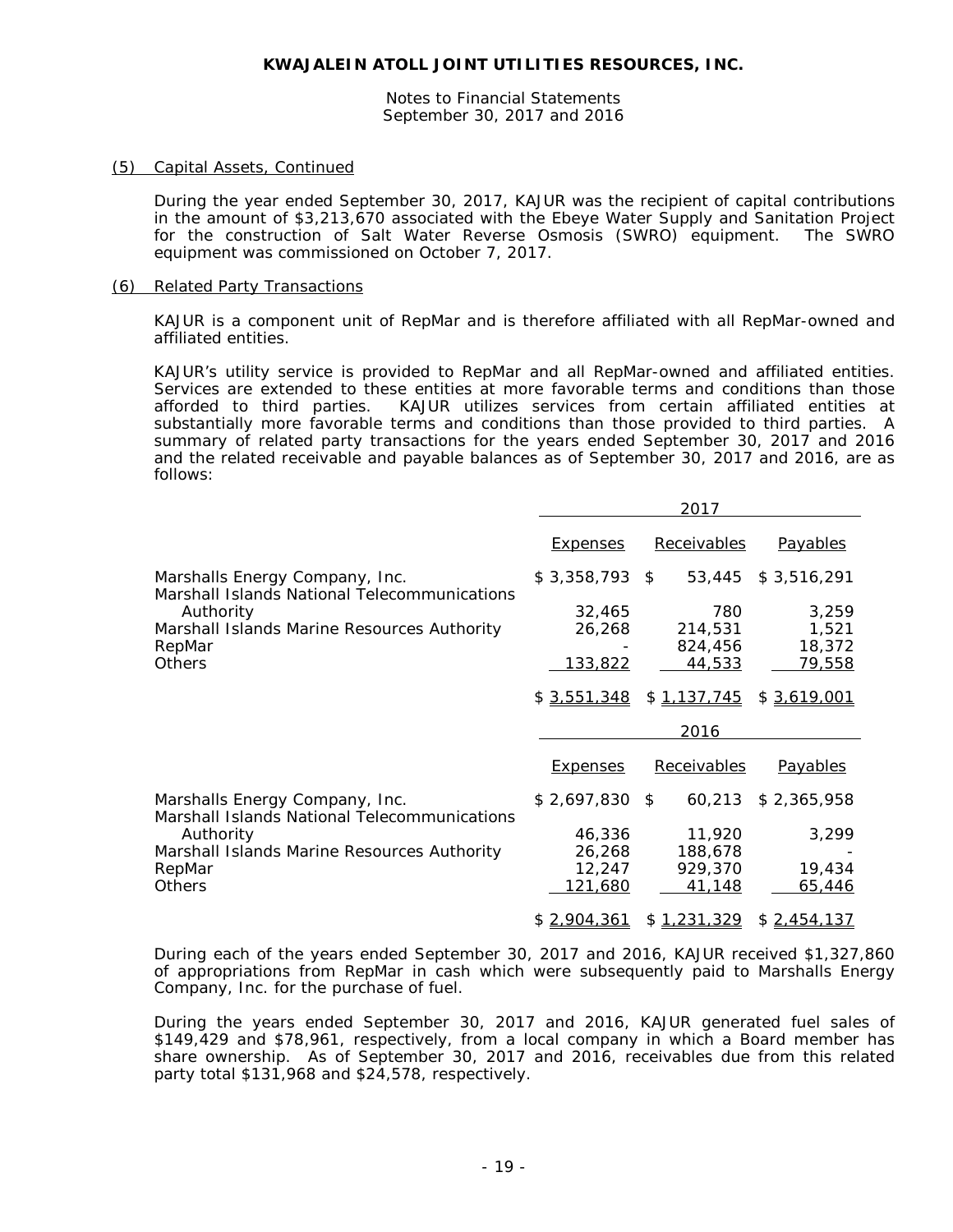**KWAJALEIN ATOLL JOINT UTILITIES RESOURCES, INC.**

Notes to Financial Statements
September 30, 2017 and 2016

(5) Capital Assets, Continued

During the year ended September 30, 2017, KAJUR was the recipient of capital contributions in the amount of $3,213,670 associated with the Ebeye Water Supply and Sanitation Project for the construction of Salt Water Reverse Osmosis (SWRO) equipment. The SWRO equipment was commissioned on October 7, 2017.

(6) Related Party Transactions

KAJUR is a component unit of RepMar and is therefore affiliated with all RepMar-owned and affiliated entities.

KAJUR's utility service is provided to RepMar and all RepMar-owned and affiliated entities. Services are extended to these entities at more favorable terms and conditions than those afforded to third parties. KAJUR utilizes services from certain affiliated entities at substantially more favorable terms and conditions than those provided to third parties. A summary of related party transactions for the years ended September 30, 2017 and 2016 and the related receivable and payable balances as of September 30, 2017 and 2016, are as follows:

| | 2017 | | |
|---|---|---|---|
| | Expenses | Receivables | Payables |
| Marshalls Energy Company, Inc. | $ 3,358,793 | $ 53,445 | $ 3,516,291 |
| Marshall Islands National Telecommunications Authority | 32,465 | 780 | 3,259 |
| Marshall Islands Marine Resources Authority | 26,268 | 214,531 | 1,521 |
| RepMar | - | 824,456 | 18,372 |
| Others | 133,822 | 44,533 | 79,558 |
| | $ 3,551,348 | $ 1,137,745 | $ 3,619,001 |

| | 2016 | | |
|---|---|---|---|
| | Expenses | Receivables | Payables |
| Marshalls Energy Company, Inc. | $ 2,697,830 | $ 60,213 | $ 2,365,958 |
| Marshall Islands National Telecommunications Authority | 46,336 | 11,920 | 3,299 |
| Marshall Islands Marine Resources Authority | 26,268 | 188,678 | - |
| RepMar | 12,247 | 929,370 | 19,434 |
| Others | 121,680 | 41,148 | 65,446 |
| | $ 2,904,361 | $ 1,231,329 | $ 2,454,137 |

During each of the years ended September 30, 2017 and 2016, KAJUR received $1,327,860 of appropriations from RepMar in cash which were subsequently paid to Marshalls Energy Company, Inc. for the purchase of fuel.

During the years ended September 30, 2017 and 2016, KAJUR generated fuel sales of $149,429 and $78,961, respectively, from a local company in which a Board member has share ownership. As of September 30, 2017 and 2016, receivables due from this related party total $131,968 and $24,578, respectively.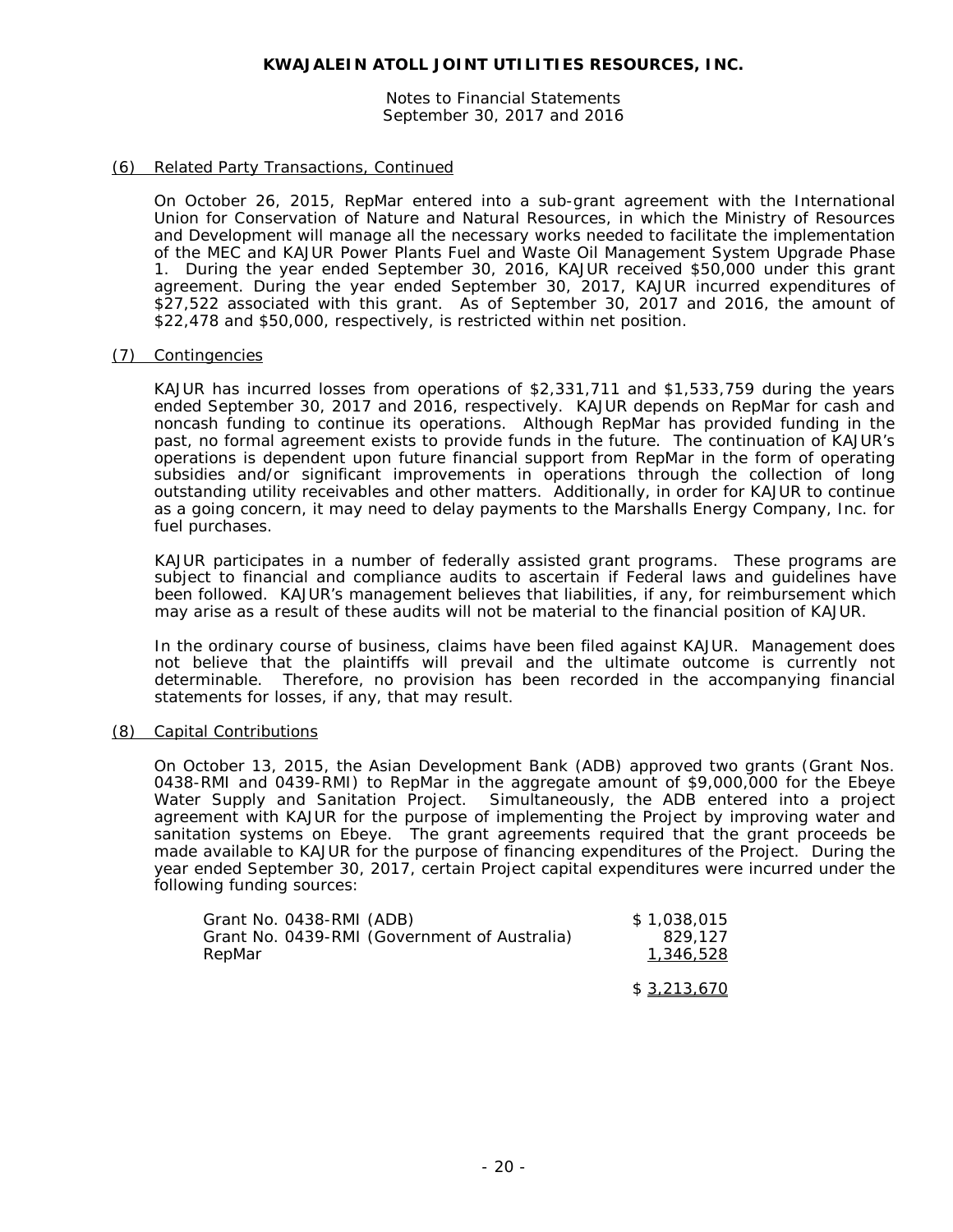## (6) Related Party Transactions, Continued

On October 26, 2015, RepMar entered into a sub-grant agreement with the International Union for Conservation of Nature and Natural Resources, in which the Ministry of Resources and Development will manage all the necessary works needed to facilitate the implementation of the MEC and KAJUR Power Plants Fuel and Waste Oil Management System Upgrade Phase 1. During the year ended September 30, 2016, KAJUR received $50,000 under this grant agreement. During the year ended September 30, 2017, KAJUR incurred expenditures of $27,522 associated with this grant. As of September 30, 2017 and 2016, the amount of $22,478 and $50,000, respectively, is restricted within net position.

## (7) Contingencies

KAJUR has incurred losses from operations of $2,331,711 and $1,533,759 during the years ended September 30, 2017 and 2016, respectively. KAJUR depends on RepMar for cash and noncash funding to continue its operations. Although RepMar has provided funding in the past, no formal agreement exists to provide funds in the future. The continuation of KAJUR's operations is dependent upon future financial support from RepMar in the form of operating subsidies and/or significant improvements in operations through the collection of long outstanding utility receivables and other matters. Additionally, in order for KAJUR to continue as a going concern, it may need to delay payments to the Marshalls Energy Company, Inc. for fuel purchases.

KAJUR participates in a number of federally assisted grant programs. These programs are subject to financial and compliance audits to ascertain if Federal laws and guidelines have been followed. KAJUR's management believes that liabilities, if any, for reimbursement which may arise as a result of these audits will not be material to the financial position of KAJUR.

In the ordinary course of business, claims have been filed against KAJUR. Management does not believe that the plaintiffs will prevail and the ultimate outcome is currently not determinable. Therefore, no provision has been recorded in the accompanying financial statements for losses, if any, that may result.

## (8) Capital Contributions

On October 13, 2015, the Asian Development Bank (ADB) approved two grants (Grant Nos. 0438-RMI and 0439-RMI) to RepMar in the aggregate amount of $9,000,000 for the Ebeye Water Supply and Sanitation Project. Simultaneously, the ADB entered into a project agreement with KAJUR for the purpose of implementing the Project by improving water and sanitation systems on Ebeye. The grant agreements required that the grant proceeds be made available to KAJUR for the purpose of financing expenditures of the Project. During the year ended September 30, 2017, certain Project capital expenditures were incurred under the following funding sources:

| | |
|---|---|
| Grant No. 0438-RMI (ADB) | $ 1,038,015 |
| Grant No. 0439-RMI (Government of Australia) | 829,127 |
| RepMar | 1,346,528 |
| | $ 3,213,670 |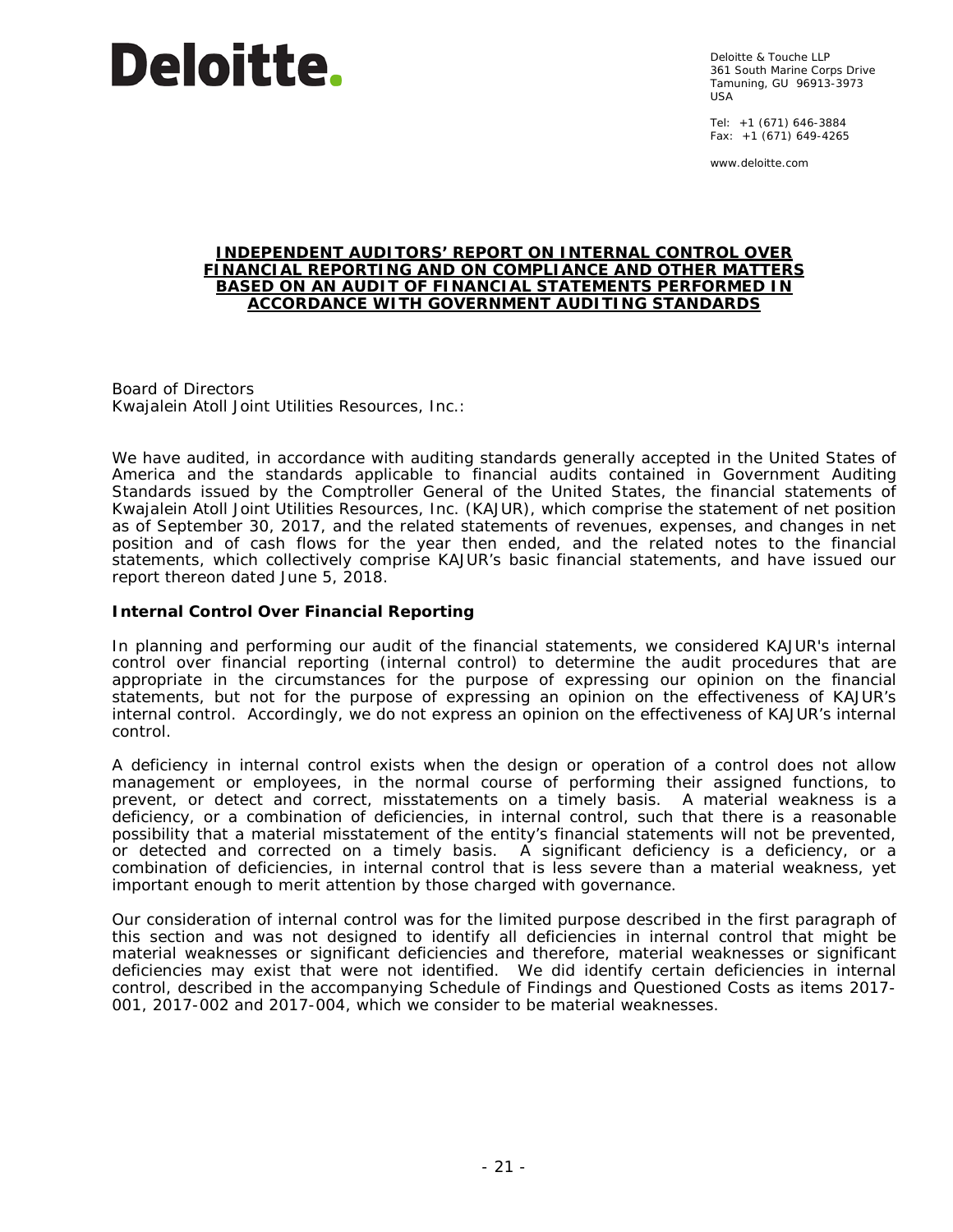**Deloitte.**

Deloitte & Touche LLP
361 South Marine Corps Drive
Tamuning, GU 96913-3973
USA

Tel: +1 (671) 646-3884
Fax: +1 (671) 649-4265

www.deloitte.com

# INDEPENDENT AUDITORS' REPORT ON INTERNAL CONTROL OVER FINANCIAL REPORTING AND ON COMPLIANCE AND OTHER MATTERS BASED ON AN AUDIT OF FINANCIAL STATEMENTS PERFORMED IN ACCORDANCE WITH GOVERNMENT AUDITING STANDARDS

Board of Directors
Kwajalein Atoll Joint Utilities Resources, Inc.:

We have audited, in accordance with auditing standards generally accepted in the United States of America and the standards applicable to financial audits contained in Government Auditing Standards issued by the Comptroller General of the United States, the financial statements of Kwajalein Atoll Joint Utilities Resources, Inc. (KAJUR), which comprise the statement of net position as of September 30, 2017, and the related statements of revenues, expenses, and changes in net position and of cash flows for the year then ended, and the related notes to the financial statements, which collectively comprise KAJUR's basic financial statements, and have issued our report thereon dated June 5, 2018.

## Internal Control Over Financial Reporting

In planning and performing our audit of the financial statements, we considered KAJUR's internal control over financial reporting (internal control) to determine the audit procedures that are appropriate in the circumstances for the purpose of expressing our opinion on the financial statements, but not for the purpose of expressing an opinion on the effectiveness of KAJUR's internal control. Accordingly, we do not express an opinion on the effectiveness of KAJUR's internal control.

A deficiency in internal control exists when the design or operation of a control does not allow management or employees, in the normal course of performing their assigned functions, to prevent, or detect and correct, misstatements on a timely basis. A material weakness is a deficiency, or a combination of deficiencies, in internal control, such that there is a reasonable possibility that a material misstatement of the entity's financial statements will not be prevented, or detected and corrected on a timely basis. A significant deficiency is a deficiency, or a combination of deficiencies, in internal control that is less severe than a material weakness, yet important enough to merit attention by those charged with governance.

Our consideration of internal control was for the limited purpose described in the first paragraph of this section and was not designed to identify all deficiencies in internal control that might be material weaknesses or significant deficiencies and therefore, material weaknesses or significant deficiencies may exist that were not identified. We did identify certain deficiencies in internal control, described in the accompanying Schedule of Findings and Questioned Costs as items 2017-001, 2017-002 and 2017-004, which we consider to be material weaknesses.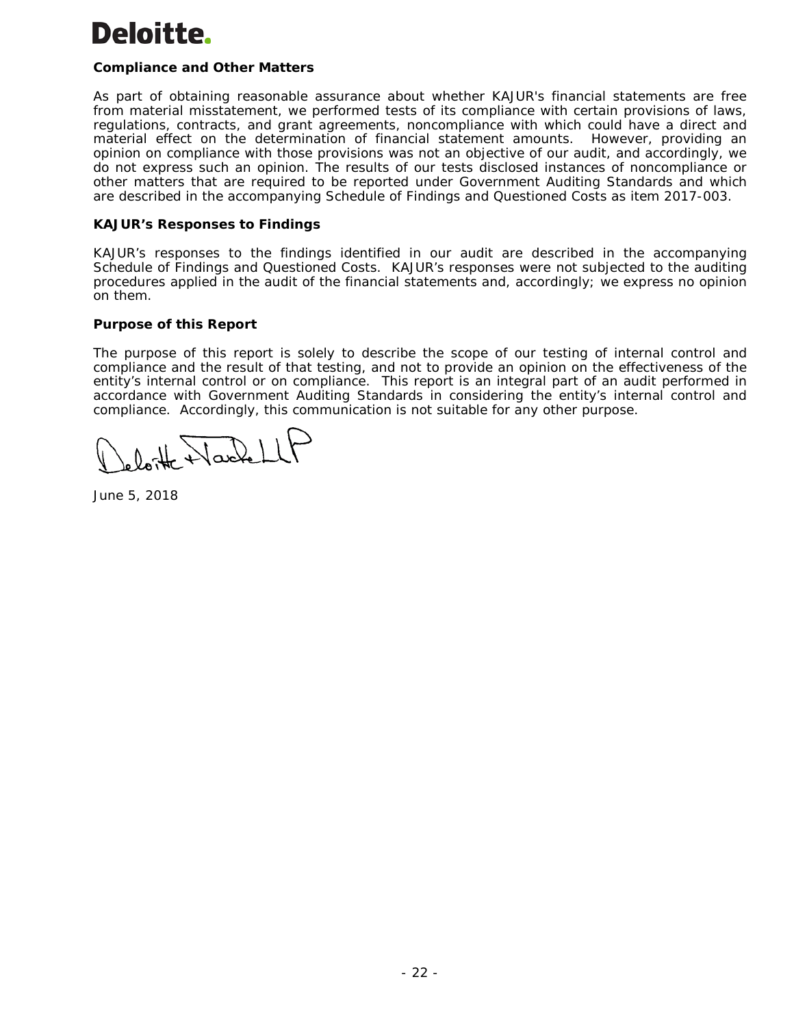## Compliance and Other Matters

As part of obtaining reasonable assurance about whether KAJUR's financial statements are free from material misstatement, we performed tests of its compliance with certain provisions of laws, regulations, contracts, and grant agreements, noncompliance with which could have a direct and material effect on the determination of financial statement amounts. However, providing an opinion on compliance with those provisions was not an objective of our audit, and accordingly, we do not express such an opinion. The results of our tests disclosed instances of noncompliance or other matters that are required to be reported under Government Auditing Standards and which are described in the accompanying Schedule of Findings and Questioned Costs as item 2017-003.

## KAJUR's Responses to Findings

KAJUR's responses to the findings identified in our audit are described in the accompanying Schedule of Findings and Questioned Costs. KAJUR's responses were not subjected to the auditing procedures applied in the audit of the financial statements and, accordingly; we express no opinion on them.

## Purpose of this Report

The purpose of this report is solely to describe the scope of our testing of internal control and compliance and the result of that testing, and not to provide an opinion on the effectiveness of the entity's internal control or on compliance. This report is an integral part of an audit performed in accordance with Government Auditing Standards in considering the entity's internal control and compliance. Accordingly, this communication is not suitable for any other purpose.

Deloitte & Touche LLP

June 5, 2018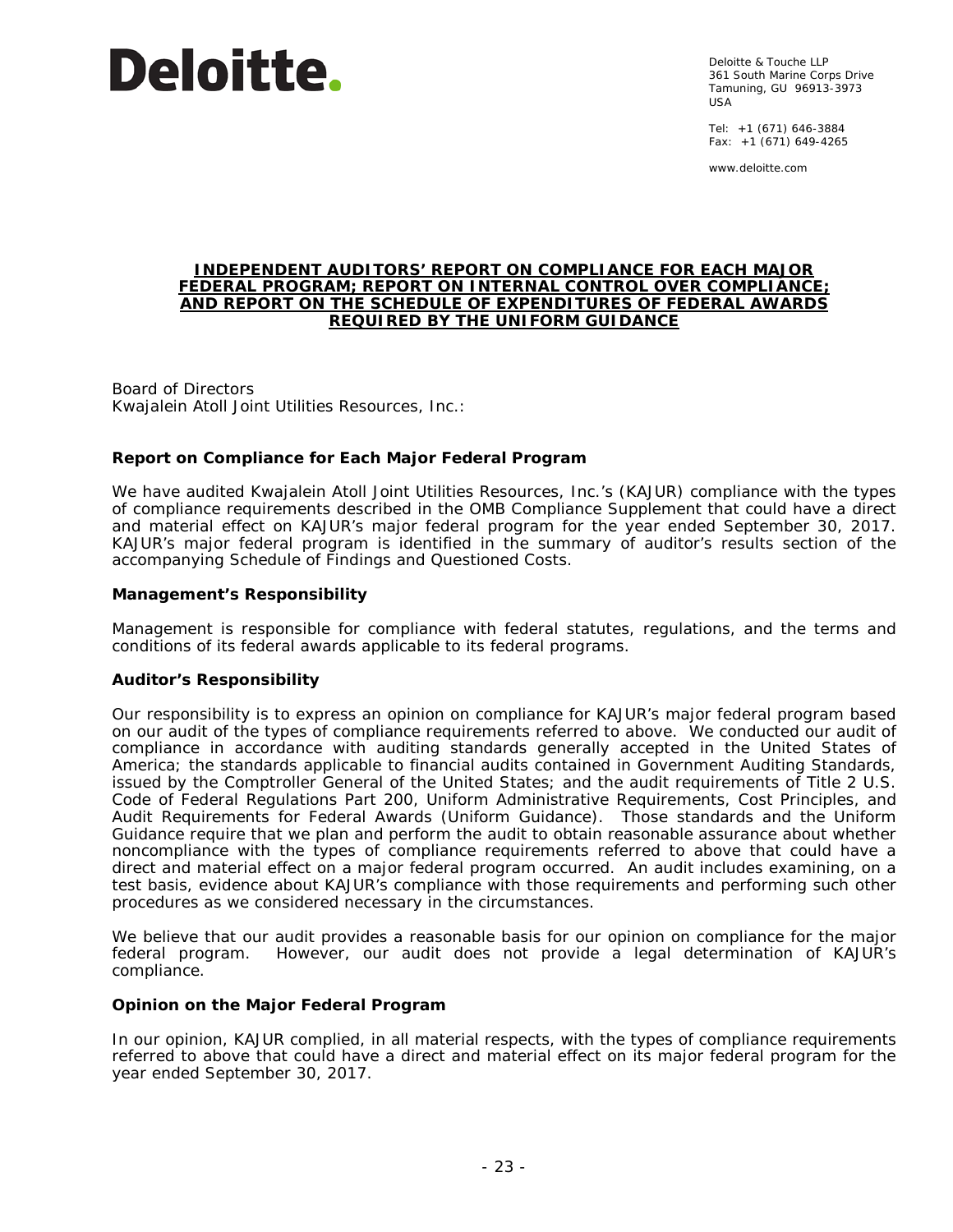Deloitte.

Deloitte & Touche LLP
361 South Marine Corps Drive
Tamuning, GU 96913-3973
USA

Tel: +1 (671) 646-3884
Fax: +1 (671) 649-4265

www.deloitte.com

## INDEPENDENT AUDITORS' REPORT ON COMPLIANCE FOR EACH MAJOR FEDERAL PROGRAM; REPORT ON INTERNAL CONTROL OVER COMPLIANCE; AND REPORT ON THE SCHEDULE OF EXPENDITURES OF FEDERAL AWARDS REQUIRED BY THE UNIFORM GUIDANCE

Board of Directors
Kwajalein Atoll Joint Utilities Resources, Inc.:

### Report on Compliance for Each Major Federal Program

We have audited Kwajalein Atoll Joint Utilities Resources, Inc.'s (KAJUR) compliance with the types of compliance requirements described in the OMB Compliance Supplement that could have a direct and material effect on KAJUR's major federal program for the year ended September 30, 2017. KAJUR's major federal program is identified in the summary of auditor's results section of the accompanying Schedule of Findings and Questioned Costs.

### Management's Responsibility

Management is responsible for compliance with federal statutes, regulations, and the terms and conditions of its federal awards applicable to its federal programs.

### Auditor's Responsibility

Our responsibility is to express an opinion on compliance for KAJUR's major federal program based on our audit of the types of compliance requirements referred to above. We conducted our audit of compliance in accordance with auditing standards generally accepted in the United States of America; the standards applicable to financial audits contained in Government Auditing Standards, issued by the Comptroller General of the United States; and the audit requirements of Title 2 U.S. Code of Federal Regulations Part 200, Uniform Administrative Requirements, Cost Principles, and Audit Requirements for Federal Awards (Uniform Guidance). Those standards and the Uniform Guidance require that we plan and perform the audit to obtain reasonable assurance about whether noncompliance with the types of compliance requirements referred to above that could have a direct and material effect on a major federal program occurred. An audit includes examining, on a test basis, evidence about KAJUR's compliance with those requirements and performing such other procedures as we considered necessary in the circumstances.

We believe that our audit provides a reasonable basis for our opinion on compliance for the major federal program. However, our audit does not provide a legal determination of KAJUR's compliance.

### Opinion on the Major Federal Program

In our opinion, KAJUR complied, in all material respects, with the types of compliance requirements referred to above that could have a direct and material effect on its major federal program for the year ended September 30, 2017.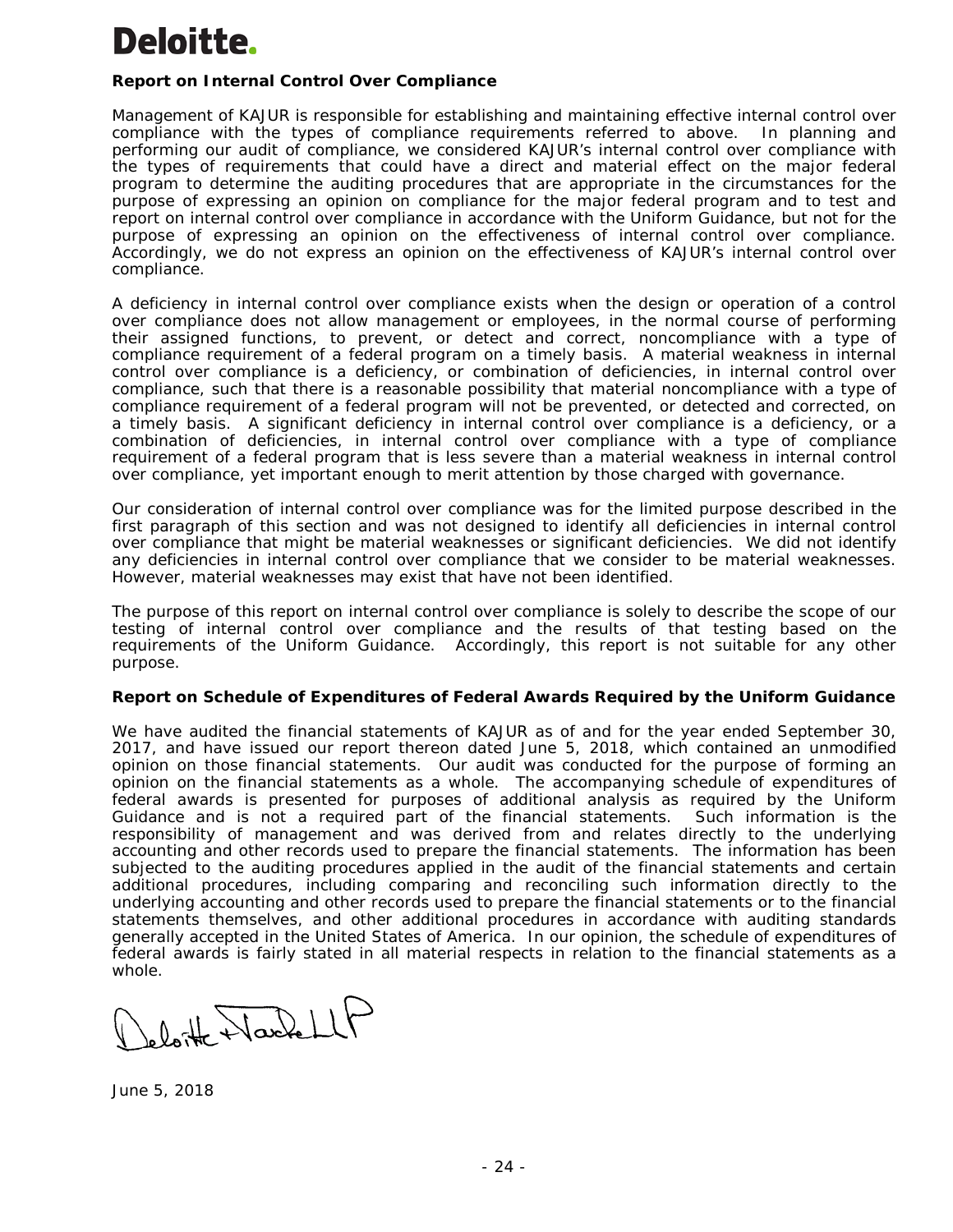Deloitte.

**Report on Internal Control Over Compliance**

Management of KAJUR is responsible for establishing and maintaining effective internal control over compliance with the types of compliance requirements referred to above. In planning and performing our audit of compliance, we considered KAJUR's internal control over compliance with the types of requirements that could have a direct and material effect on the major federal program to determine the auditing procedures that are appropriate in the circumstances for the purpose of expressing an opinion on compliance for the major federal program and to test and report on internal control over compliance in accordance with the Uniform Guidance, but not for the purpose of expressing an opinion on the effectiveness of internal control over compliance. Accordingly, we do not express an opinion on the effectiveness of KAJUR's internal control over compliance.

A deficiency in internal control over compliance exists when the design or operation of a control over compliance does not allow management or employees, in the normal course of performing their assigned functions, to prevent, or detect and correct, noncompliance with a type of compliance requirement of a federal program on a timely basis. A material weakness in internal control over compliance is a deficiency, or combination of deficiencies, in internal control over compliance, such that there is a reasonable possibility that material noncompliance with a type of compliance requirement of a federal program will not be prevented, or detected and corrected, on a timely basis. A significant deficiency in internal control over compliance is a deficiency, or a combination of deficiencies, in internal control over compliance with a type of compliance requirement of a federal program that is less severe than a material weakness in internal control over compliance, yet important enough to merit attention by those charged with governance.

Our consideration of internal control over compliance was for the limited purpose described in the first paragraph of this section and was not designed to identify all deficiencies in internal control over compliance that might be material weaknesses or significant deficiencies. We did not identify any deficiencies in internal control over compliance that we consider to be material weaknesses. However, material weaknesses may exist that have not been identified.

The purpose of this report on internal control over compliance is solely to describe the scope of our testing of internal control over compliance and the results of that testing based on the requirements of the Uniform Guidance. Accordingly, this report is not suitable for any other purpose.

**Report on Schedule of Expenditures of Federal Awards Required by the Uniform Guidance**

We have audited the financial statements of KAJUR as of and for the year ended September 30, 2017, and have issued our report thereon dated June 5, 2018, which contained an unmodified opinion on those financial statements. Our audit was conducted for the purpose of forming an opinion on the financial statements as a whole. The accompanying schedule of expenditures of federal awards is presented for purposes of additional analysis as required by the Uniform Guidance and is not a required part of the financial statements. Such information is the responsibility of management and was derived from and relates directly to the underlying accounting and other records used to prepare the financial statements. The information has been subjected to the auditing procedures applied in the audit of the financial statements and certain additional procedures, including comparing and reconciling such information directly to the underlying accounting and other records used to prepare the financial statements or to the financial statements themselves, and other additional procedures in accordance with auditing standards generally accepted in the United States of America. In our opinion, the schedule of expenditures of federal awards is fairly stated in all material respects in relation to the financial statements as a whole.

Deloitte & Touche LLP

June 5, 2018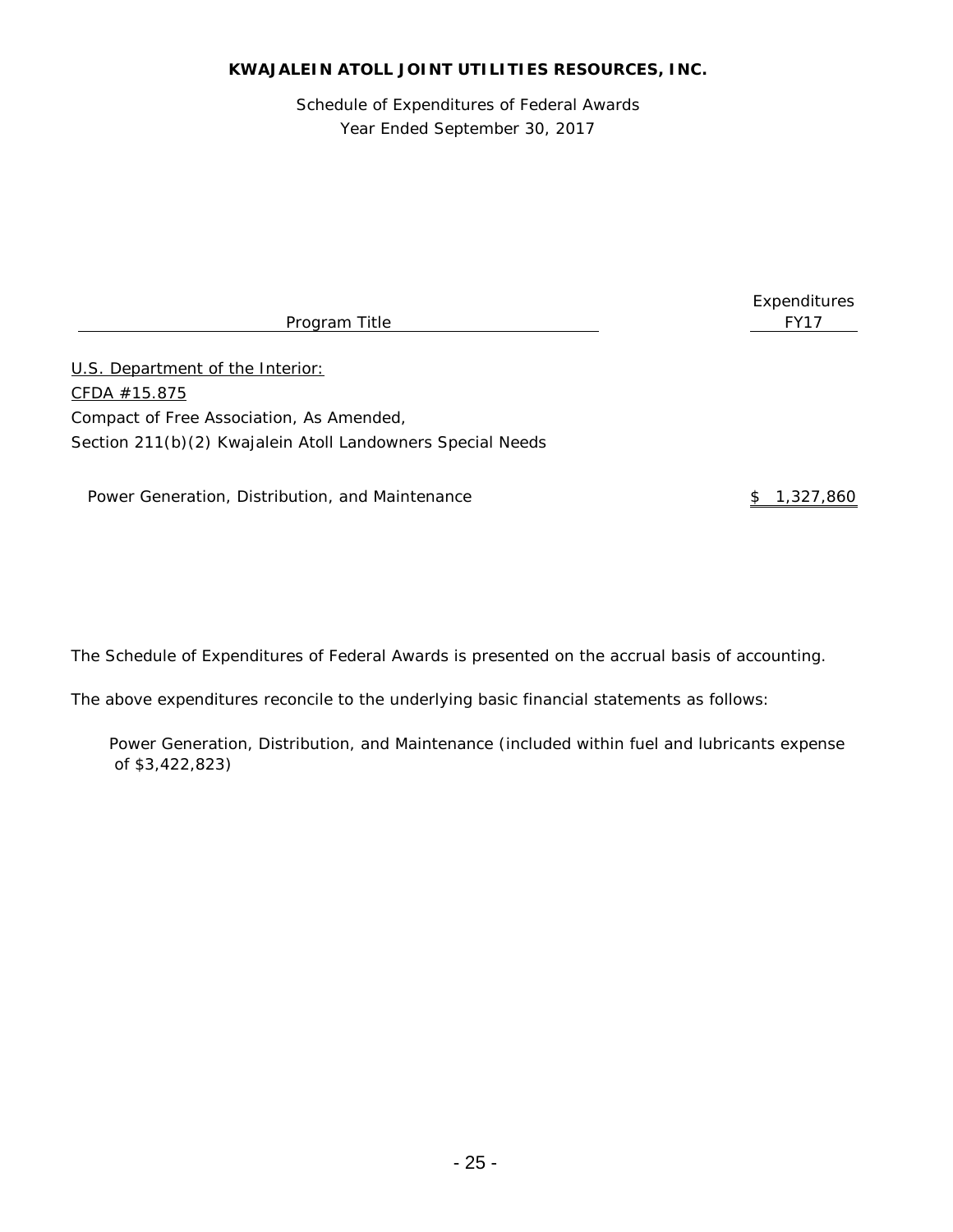**KWAJALEIN ATOLL JOINT UTILITIES RESOURCES, INC.**

Schedule of Expenditures of Federal Awards
Year Ended September 30, 2017

| Program Title | Expenditures FY17 |
|---|---|
| U.S. Department of the Interior: | |
| CFDA #15.875 | |
| Compact of Free Association, As Amended, | |
| Section 211(b)(2) Kwajalein Atoll Landowners Special Needs | |
| Power Generation, Distribution, and Maintenance | $ 1,327,860 |

The Schedule of Expenditures of Federal Awards is presented on the accrual basis of accounting.

The above expenditures reconcile to the underlying basic financial statements as follows:

Power Generation, Distribution, and Maintenance (included within fuel and lubricants expense of $3,422,823)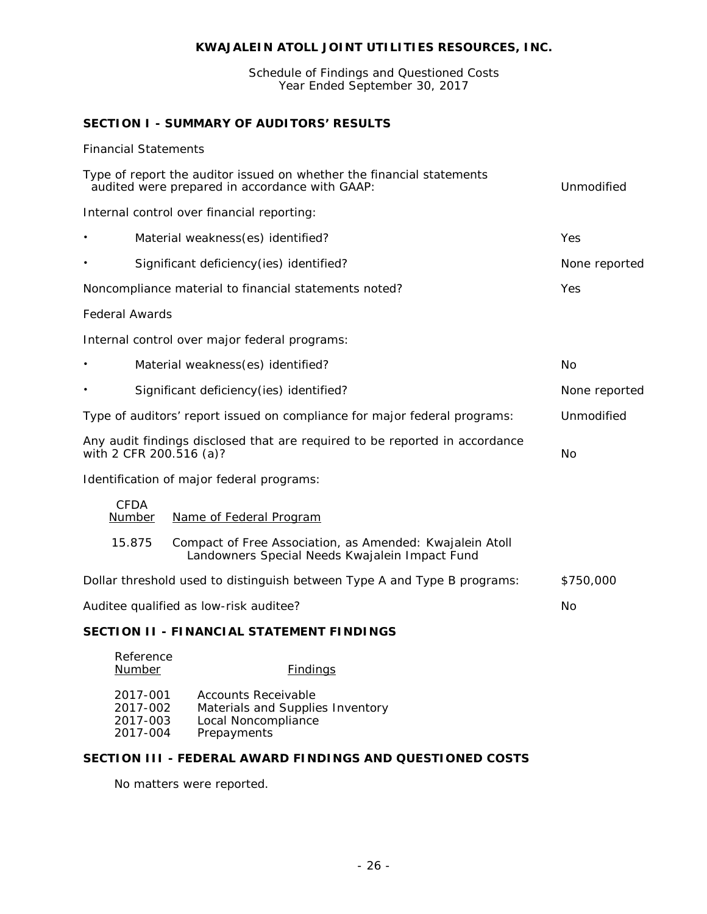# KWAJALEIN ATOLL JOINT UTILITIES RESOURCES, INC.

Schedule of Findings and Questioned Costs
Year Ended September 30, 2017

## SECTION I - SUMMARY OF AUDITORS' RESULTS

Financial Statements

| | |
|---|---|
| Type of report the auditor issued on whether the financial statements audited were prepared in accordance with GAAP: | Unmodified |
| Internal control over financial reporting: | |
| • Material weakness(es) identified? | Yes |
| • Significant deficiency(ies) identified? | None reported |
| Noncompliance material to financial statements noted? | Yes |

Federal Awards

| | |
|---|---|
| Internal control over major federal programs: | |
| • Material weakness(es) identified? | No |
| • Significant deficiency(ies) identified? | None reported |
| Type of auditors' report issued on compliance for major federal programs: | Unmodified |
| Any audit findings disclosed that are required to be reported in accordance with 2 CFR 200.516 (a)? | No |

Identification of major federal programs:

| CFDA Number | Name of Federal Program |
|---|---|
| 15.875 | Compact of Free Association, as Amended: Kwajalein Atoll Landowners Special Needs Kwajalein Impact Fund |

| | |
|---|---|
| Dollar threshold used to distinguish between Type A and Type B programs: | $750,000 |
| Auditee qualified as low-risk auditee? | No |

## SECTION II - FINANCIAL STATEMENT FINDINGS

| Reference Number | Findings |
|---|---|
| 2017-001 | Accounts Receivable |
| 2017-002 | Materials and Supplies Inventory |
| 2017-003 | Local Noncompliance |
| 2017-004 | Prepayments |

## SECTION III - FEDERAL AWARD FINDINGS AND QUESTIONED COSTS

No matters were reported.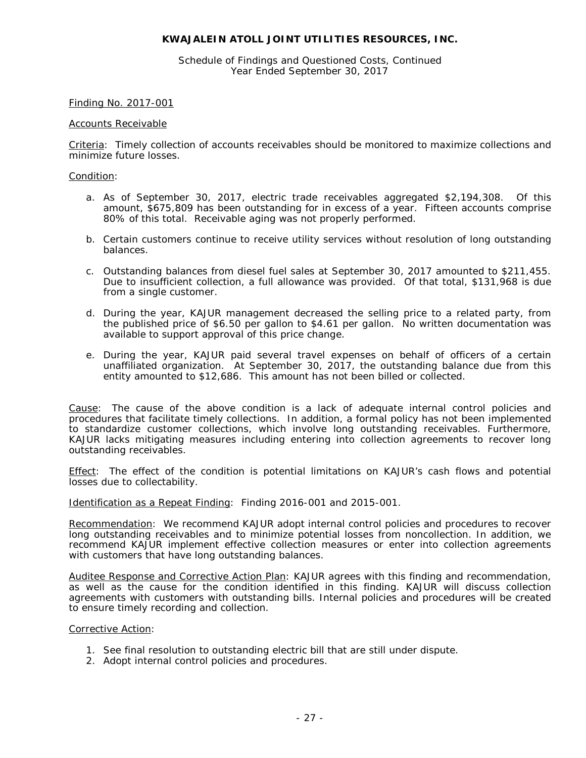**KWAJALEIN ATOLL JOINT UTILITIES RESOURCES, INC.**

Schedule of Findings and Questioned Costs, Continued
Year Ended September 30, 2017

Finding No. 2017-001

Accounts Receivable

Criteria: Timely collection of accounts receivables should be monitored to maximize collections and minimize future losses.

Condition:

a. As of September 30, 2017, electric trade receivables aggregated $2,194,308. Of this amount, $675,809 has been outstanding for in excess of a year. Fifteen accounts comprise 80% of this total. Receivable aging was not properly performed.

b. Certain customers continue to receive utility services without resolution of long outstanding balances.

c. Outstanding balances from diesel fuel sales at September 30, 2017 amounted to $211,455. Due to insufficient collection, a full allowance was provided. Of that total, $131,968 is due from a single customer.

d. During the year, KAJUR management decreased the selling price to a related party, from the published price of $6.50 per gallon to $4.61 per gallon. No written documentation was available to support approval of this price change.

e. During the year, KAJUR paid several travel expenses on behalf of officers of a certain unaffiliated organization. At September 30, 2017, the outstanding balance due from this entity amounted to $12,686. This amount has not been billed or collected.

Cause: The cause of the above condition is a lack of adequate internal control policies and procedures that facilitate timely collections. In addition, a formal policy has not been implemented to standardize customer collections, which involve long outstanding receivables. Furthermore, KAJUR lacks mitigating measures including entering into collection agreements to recover long outstanding receivables.

Effect: The effect of the condition is potential limitations on KAJUR's cash flows and potential losses due to collectability.

Identification as a Repeat Finding: Finding 2016-001 and 2015-001.

Recommendation: We recommend KAJUR adopt internal control policies and procedures to recover long outstanding receivables and to minimize potential losses from noncollection. In addition, we recommend KAJUR implement effective collection measures or enter into collection agreements with customers that have long outstanding balances.

Auditee Response and Corrective Action Plan: KAJUR agrees with this finding and recommendation, as well as the cause for the condition identified in this finding. KAJUR will discuss collection agreements with customers with outstanding bills. Internal policies and procedures will be created to ensure timely recording and collection.

Corrective Action:

1. See final resolution to outstanding electric bill that are still under dispute.
2. Adopt internal control policies and procedures.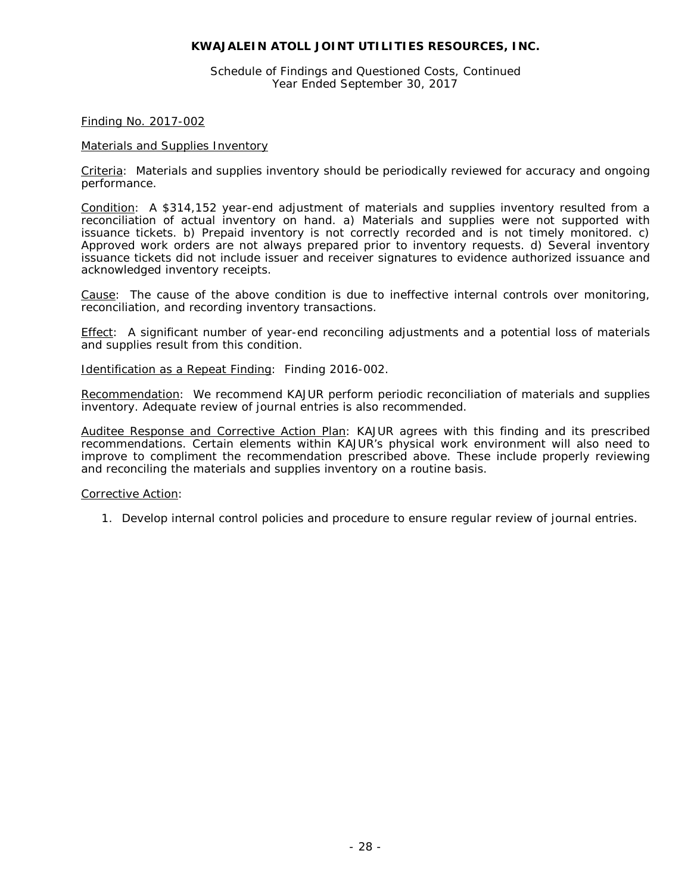**KWAJALEIN ATOLL JOINT UTILITIES RESOURCES, INC.**

Schedule of Findings and Questioned Costs, Continued
Year Ended September 30, 2017

Finding No. 2017-002

Materials and Supplies Inventory

Criteria: Materials and supplies inventory should be periodically reviewed for accuracy and ongoing performance.

Condition: A $314,152 year-end adjustment of materials and supplies inventory resulted from a reconciliation of actual inventory on hand. a) Materials and supplies were not supported with issuance tickets. b) Prepaid inventory is not correctly recorded and is not timely monitored. c) Approved work orders are not always prepared prior to inventory requests. d) Several inventory issuance tickets did not include issuer and receiver signatures to evidence authorized issuance and acknowledged inventory receipts.

Cause: The cause of the above condition is due to ineffective internal controls over monitoring, reconciliation, and recording inventory transactions.

Effect: A significant number of year-end reconciling adjustments and a potential loss of materials and supplies result from this condition.

Identification as a Repeat Finding: Finding 2016-002.

Recommendation: We recommend KAJUR perform periodic reconciliation of materials and supplies inventory. Adequate review of journal entries is also recommended.

Auditee Response and Corrective Action Plan: KAJUR agrees with this finding and its prescribed recommendations. Certain elements within KAJUR's physical work environment will also need to improve to compliment the recommendation prescribed above. These include properly reviewing and reconciling the materials and supplies inventory on a routine basis.

Corrective Action:

1. Develop internal control policies and procedure to ensure regular review of journal entries.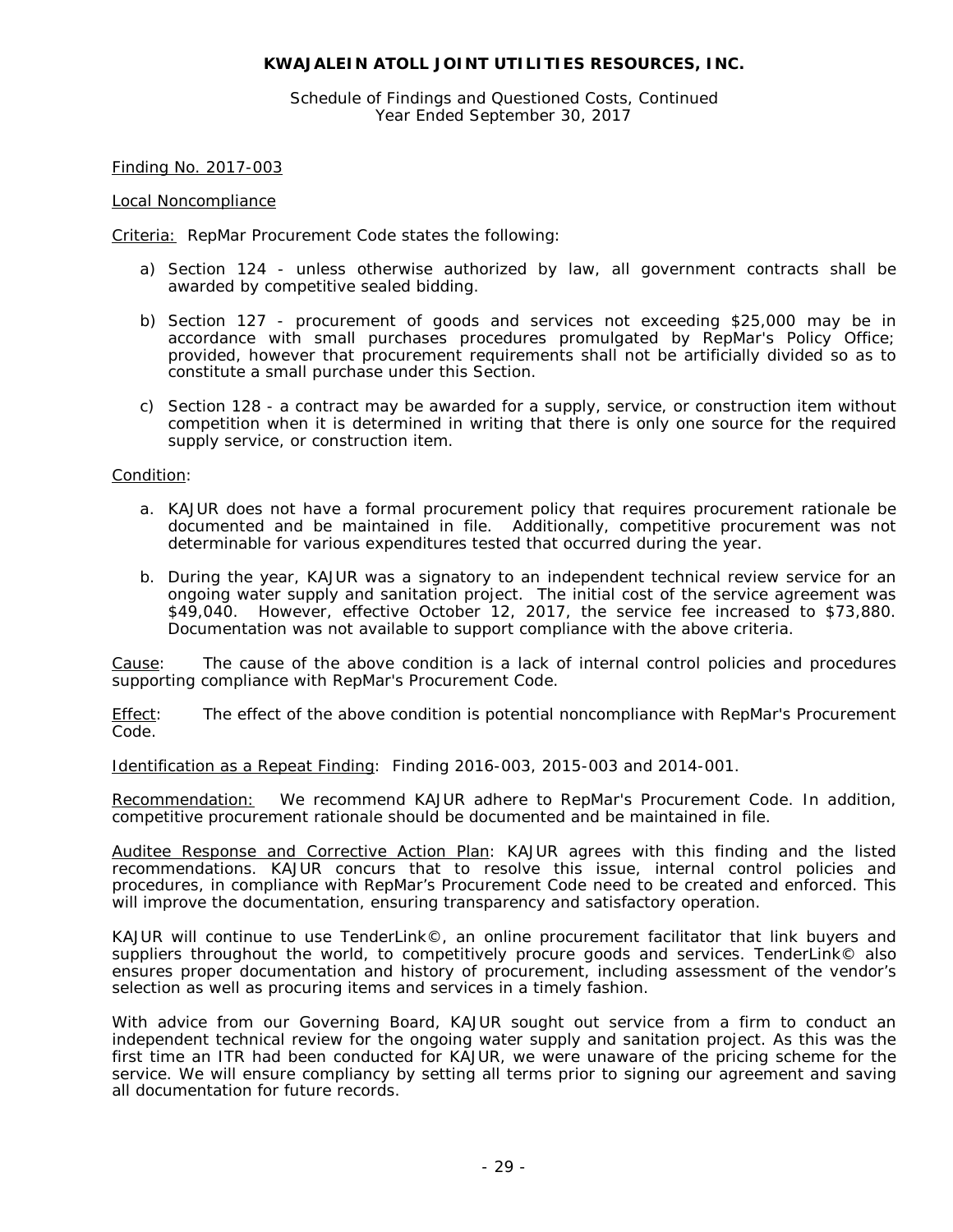# KWAJALEIN ATOLL JOINT UTILITIES RESOURCES, INC.

Schedule of Findings and Questioned Costs, Continued
Year Ended September 30, 2017

Finding No. 2017-003

Local Noncompliance

Criteria: RepMar Procurement Code states the following:

a) Section 124 - unless otherwise authorized by law, all government contracts shall be awarded by competitive sealed bidding.

b) Section 127 - procurement of goods and services not exceeding $25,000 may be in accordance with small purchases procedures promulgated by RepMar's Policy Office; provided, however that procurement requirements shall not be artificially divided so as to constitute a small purchase under this Section.

c) Section 128 - a contract may be awarded for a supply, service, or construction item without competition when it is determined in writing that there is only one source for the required supply service, or construction item.

Condition:

a. KAJUR does not have a formal procurement policy that requires procurement rationale be documented and be maintained in file. Additionally, competitive procurement was not determinable for various expenditures tested that occurred during the year.

b. During the year, KAJUR was a signatory to an independent technical review service for an ongoing water supply and sanitation project. The initial cost of the service agreement was $49,040. However, effective October 12, 2017, the service fee increased to $73,880. Documentation was not available to support compliance with the above criteria.

Cause: The cause of the above condition is a lack of internal control policies and procedures supporting compliance with RepMar's Procurement Code.

Effect: The effect of the above condition is potential noncompliance with RepMar's Procurement Code.

Identification as a Repeat Finding: Finding 2016-003, 2015-003 and 2014-001.

Recommendation: We recommend KAJUR adhere to RepMar's Procurement Code. In addition, competitive procurement rationale should be documented and be maintained in file.

Auditee Response and Corrective Action Plan: KAJUR agrees with this finding and the listed recommendations. KAJUR concurs that to resolve this issue, internal control policies and procedures, in compliance with RepMar's Procurement Code need to be created and enforced. This will improve the documentation, ensuring transparency and satisfactory operation.

KAJUR will continue to use TenderLink©, an online procurement facilitator that link buyers and suppliers throughout the world, to competitively procure goods and services. TenderLink© also ensures proper documentation and history of procurement, including assessment of the vendor's selection as well as procuring items and services in a timely fashion.

With advice from our Governing Board, KAJUR sought out service from a firm to conduct an independent technical review for the ongoing water supply and sanitation project. As this was the first time an ITR had been conducted for KAJUR, we were unaware of the pricing scheme for the service. We will ensure compliancy by setting all terms prior to signing our agreement and saving all documentation for future records.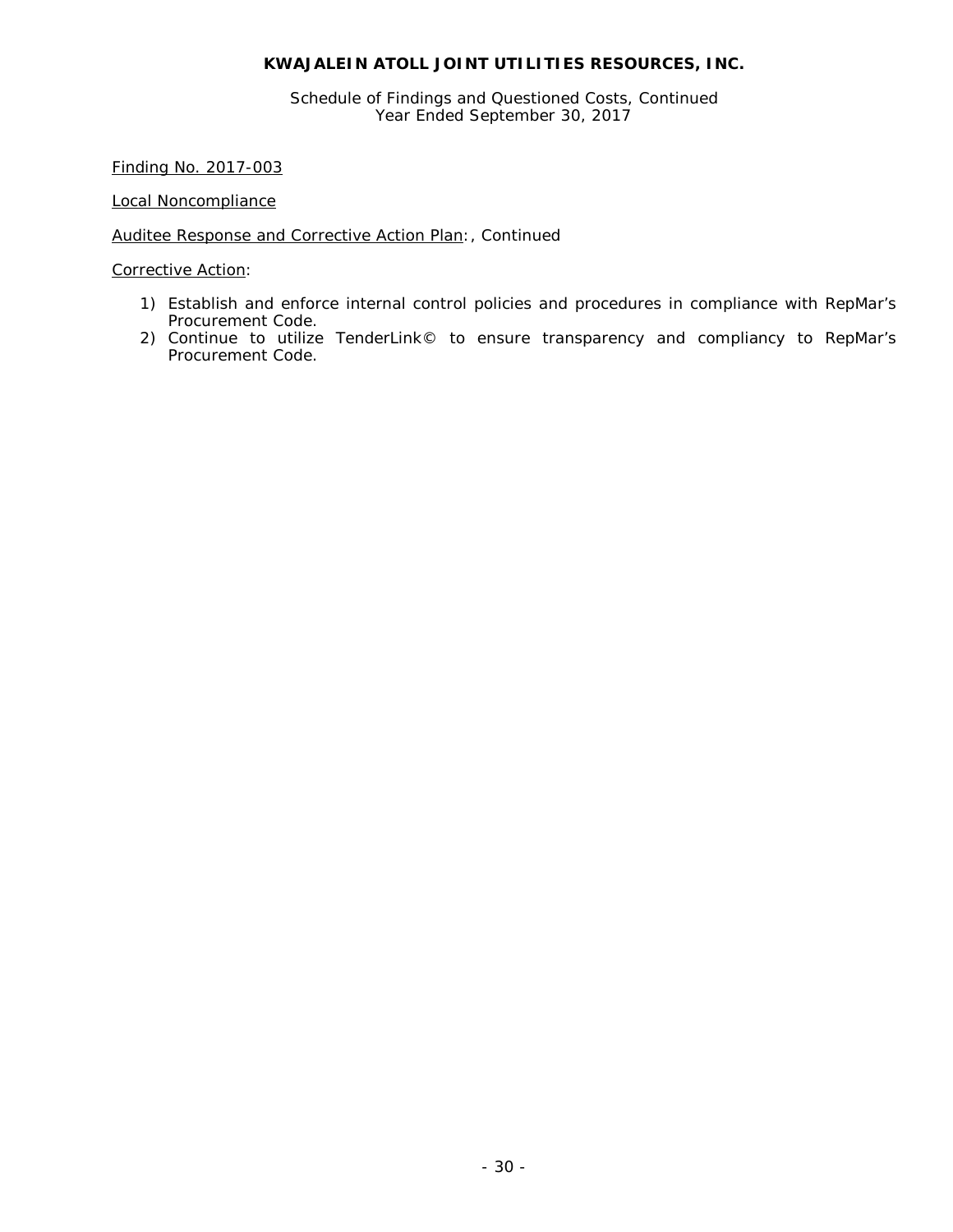Finding No. 2017-003

Local Noncompliance

Auditee Response and Corrective Action Plan:, Continued

Corrective Action:

1) Establish and enforce internal control policies and procedures in compliance with RepMar's Procurement Code.
2) Continue to utilize TenderLink© to ensure transparency and compliancy to RepMar's Procurement Code.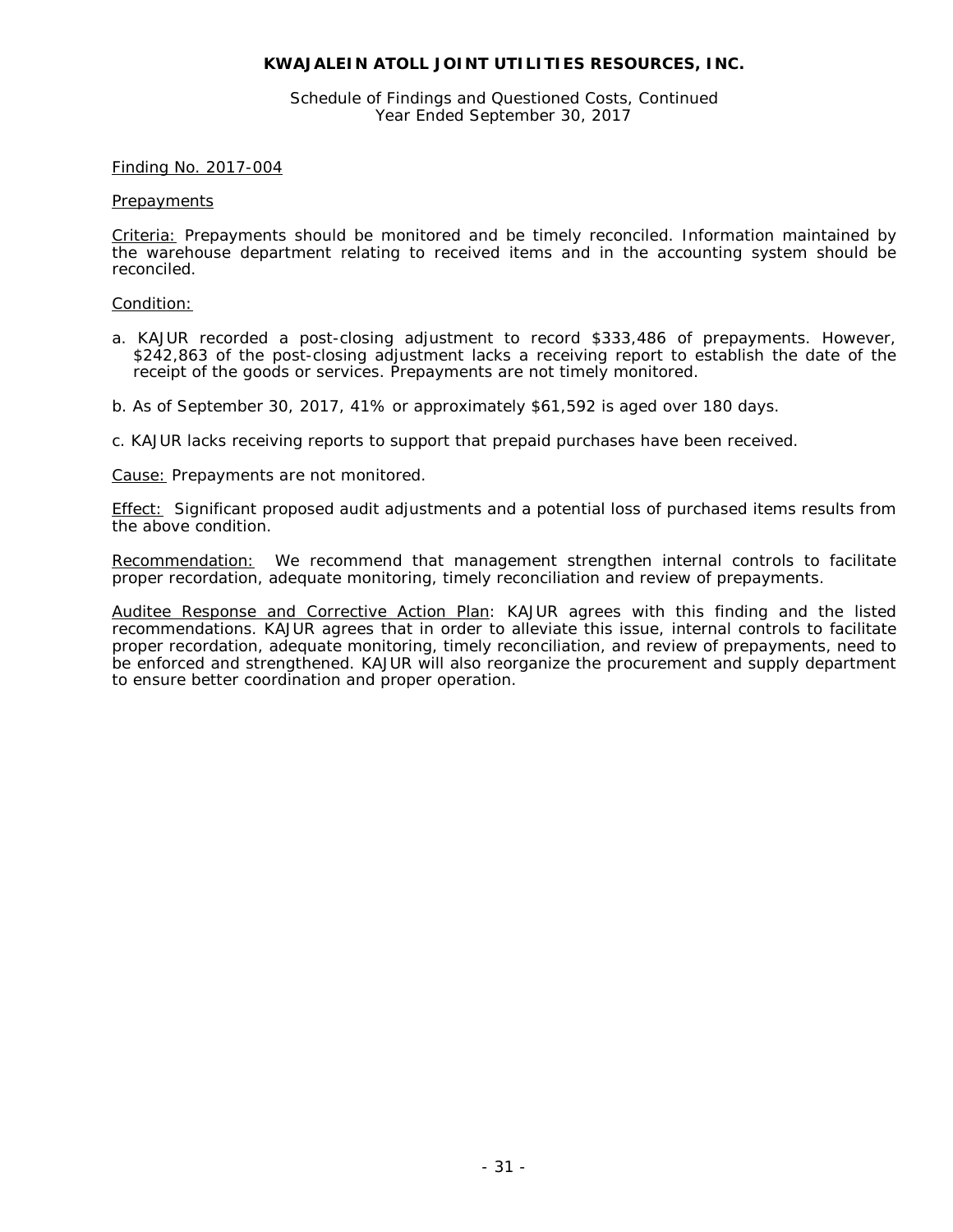**KWAJALEIN ATOLL JOINT UTILITIES RESOURCES, INC.**

Schedule of Findings and Questioned Costs, Continued
Year Ended September 30, 2017

Finding No. 2017-004

Prepayments

Criteria: Prepayments should be monitored and be timely reconciled. Information maintained by the warehouse department relating to received items and in the accounting system should be reconciled.

Condition:

a. KAJUR recorded a post-closing adjustment to record $333,486 of prepayments. However, $242,863 of the post-closing adjustment lacks a receiving report to establish the date of the receipt of the goods or services. Prepayments are not timely monitored.

b. As of September 30, 2017, 41% or approximately $61,592 is aged over 180 days.

c. KAJUR lacks receiving reports to support that prepaid purchases have been received.

Cause: Prepayments are not monitored.

Effect: Significant proposed audit adjustments and a potential loss of purchased items results from the above condition.

Recommendation: We recommend that management strengthen internal controls to facilitate proper recordation, adequate monitoring, timely reconciliation and review of prepayments.

Auditee Response and Corrective Action Plan: KAJUR agrees with this finding and the listed recommendations. KAJUR agrees that in order to alleviate this issue, internal controls to facilitate proper recordation, adequate monitoring, timely reconciliation, and review of prepayments, need to be enforced and strengthened. KAJUR will also reorganize the procurement and supply department to ensure better coordination and proper operation.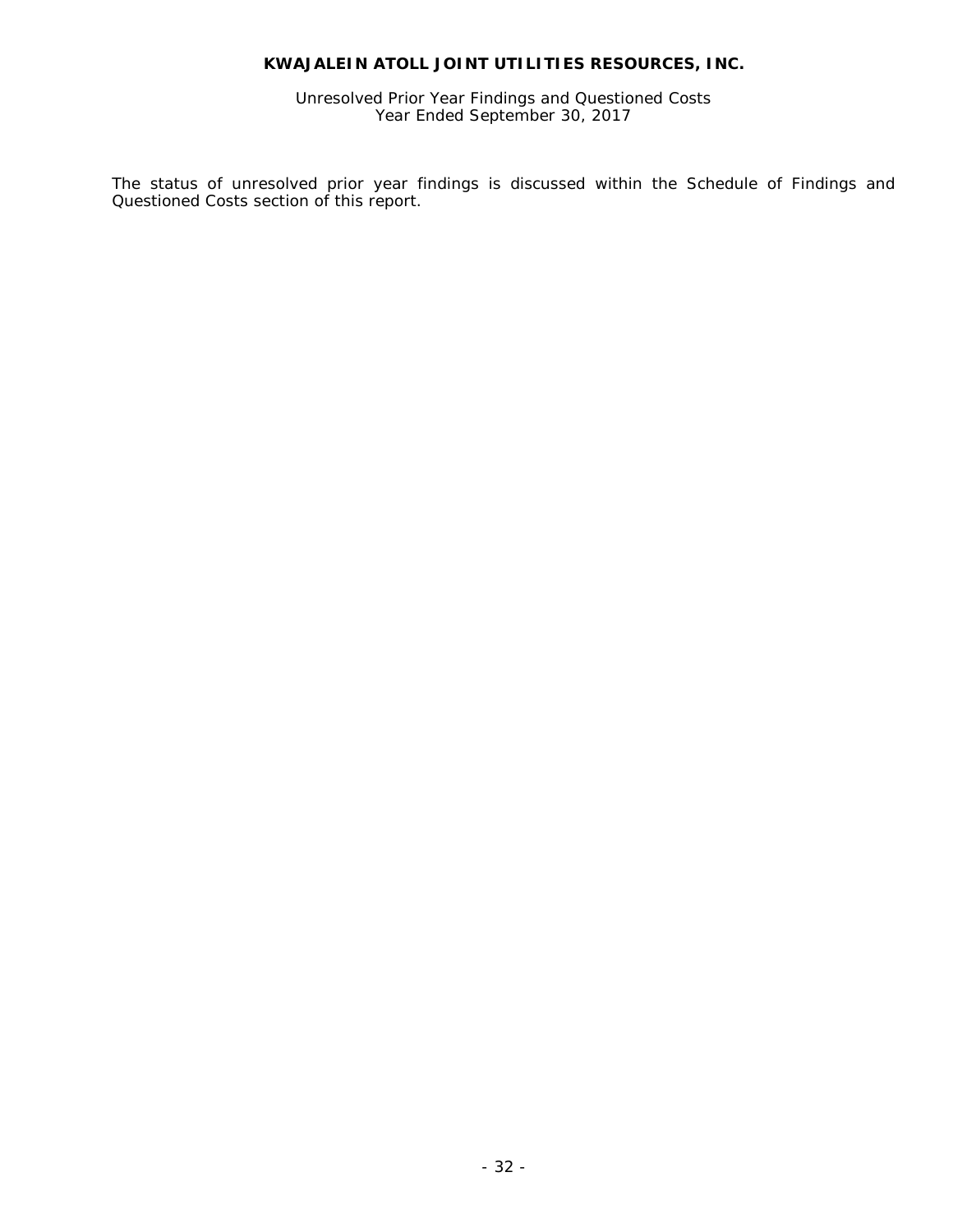**KWAJALEIN ATOLL JOINT UTILITIES RESOURCES, INC.**

Unresolved Prior Year Findings and Questioned Costs
Year Ended September 30, 2017

The status of unresolved prior year findings is discussed within the Schedule of Findings and Questioned Costs section of this report.